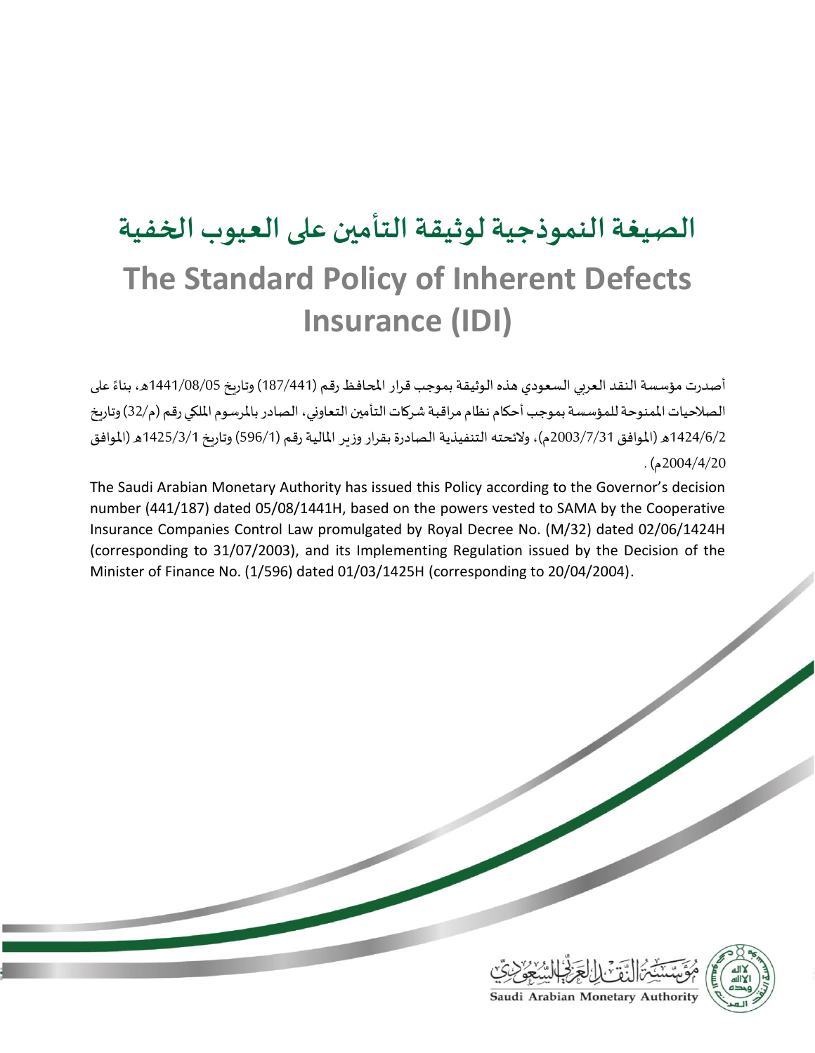# الصيغة النموذجية لوثيقة التأمين على العيوب الخفية

# The Standard Policy of Inherent Defects Insurance (IDI)

أصدرت مؤسسة النقد العربي السعودي هذه الوثيقة بموجب قرار المحافظ رقم (187/441) وتاريخ 1441/08/05هـ، بناءً على الصلاحيات الممنوحة للمؤسسة بموجب أحكام نظام مراقبة شركات التأمين التعاوني، الصادر بالمرسوم الملكي رقم (م/32) وتاريخ 1424/6/2هـ (الموافق 2003/7/31م)، ولائحته التنفيذية الصادرة بقرار وزير المالية رقم (596/1) وتاريخ 1425/3/1هـ (الموافق 2004/4/20م) .

The Saudi Arabian Monetary Authority has issued this Policy according to the Governor's decision number (441/187) dated 05/08/1441H, based on the powers vested to SAMA by the Cooperative Insurance Companies Control Law promulgated by Royal Decree No. (M/32) dated 02/06/1424H (corresponding to 31/07/2003), and its Implementing Regulation issued by the Decision of the Minister of Finance No. (1/596) dated 01/03/1425H (corresponding to 20/04/2004).

مؤسسة النقد العربي السعودي

Saudi Arabian Monetary Authority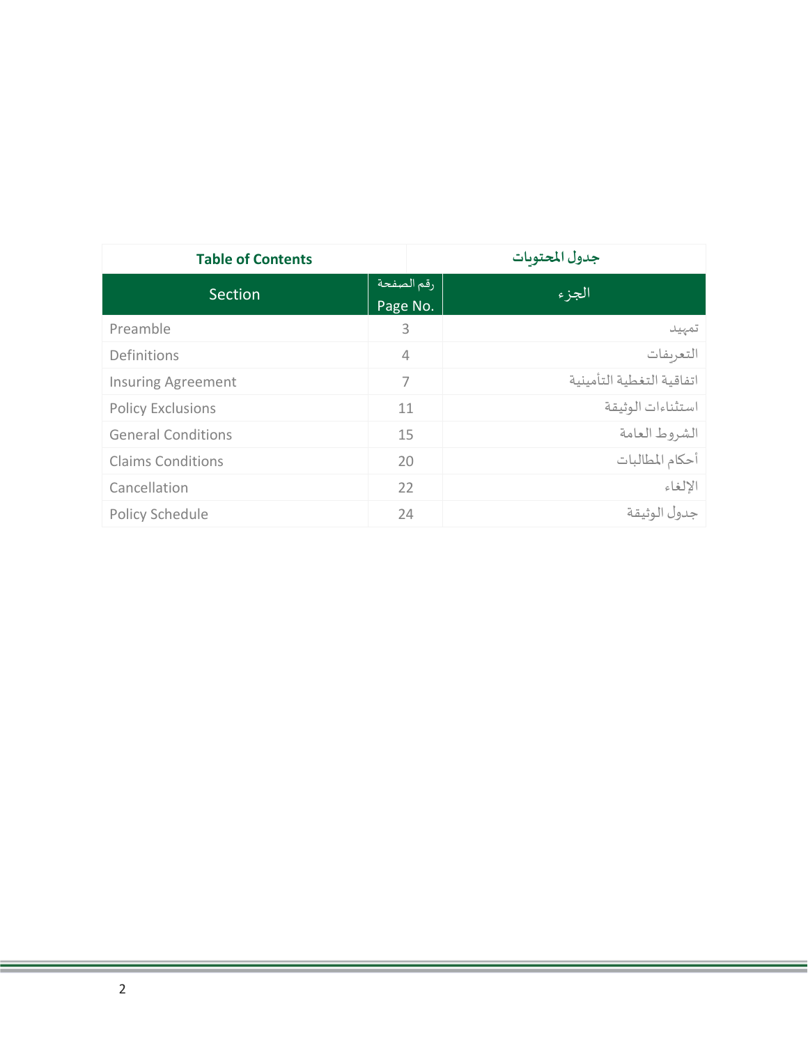| Table of Contents | | جدول المحتويات |
|---|---|---|
| Section | رقم الصفحة Page No. | الجزء |
| Preamble | 3 | تمهيد |
| Definitions | 4 | التعريفات |
| Insuring Agreement | 7 | اتفاقية التغطية التأمينية |
| Policy Exclusions | 11 | استثناءات الوثيقة |
| General Conditions | 15 | الشروط العامة |
| Claims Conditions | 20 | أحكام المطالبات |
| Cancellation | 22 | الإلغاء |
| Policy Schedule | 24 | جدول الوثيقة |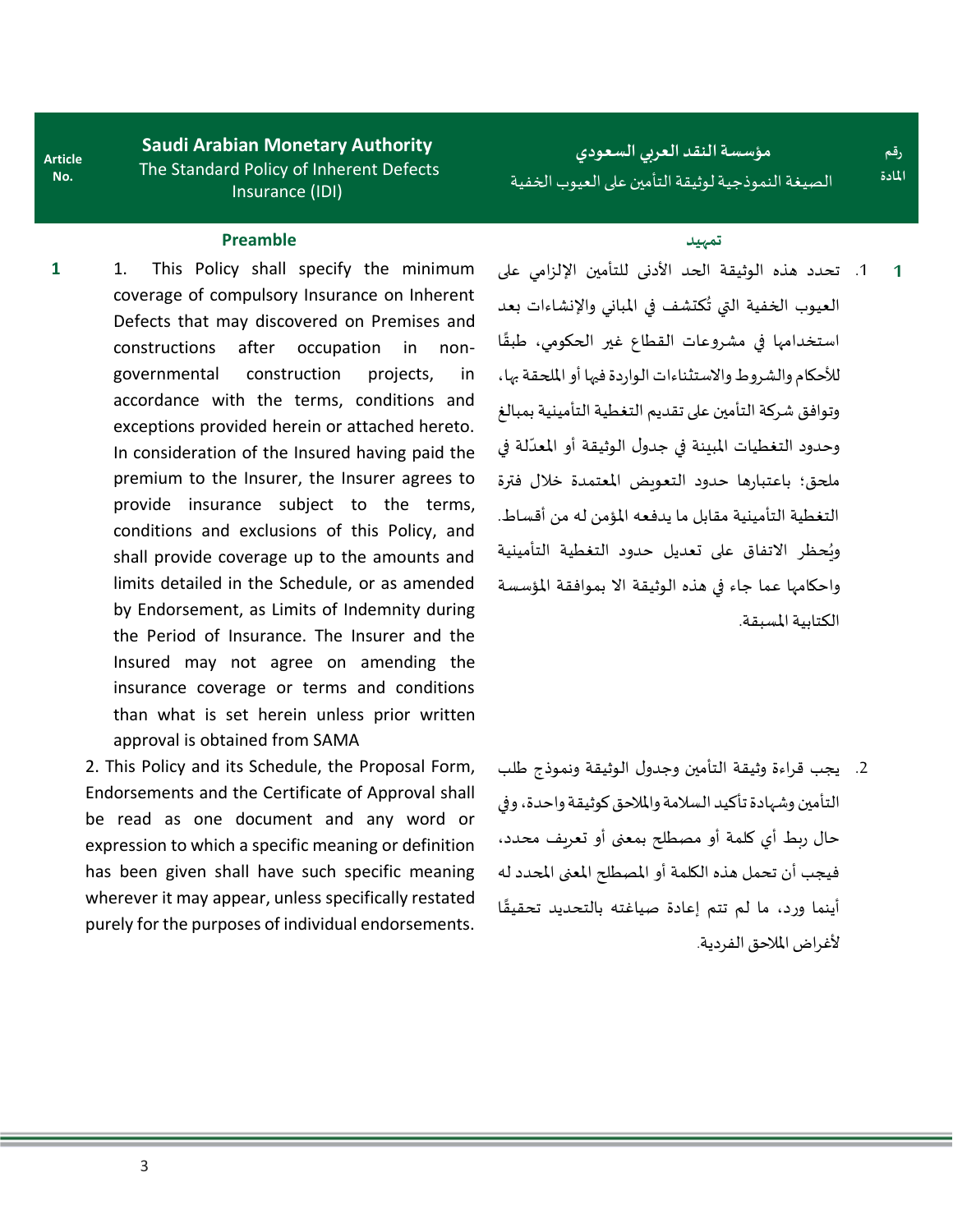| Article No. | Saudi Arabian Monetary Authority<br>The Standard Policy of Inherent Defects Insurance (IDI) | مؤسسة النقد العربي السعودي<br>الصيغة النموذجية لوثيقة التأمين على العيوب الخفية | رقم المادة |
|---|---|---|---|
| | **Preamble** | **تمهيد** | |
| 1 | 1. This Policy shall specify the minimum coverage of compulsory Insurance on Inherent Defects that may discovered on Premises and constructions after occupation in non-governmental construction projects, in accordance with the terms, conditions and exceptions provided herein or attached hereto. In consideration of the Insured having paid the premium to the Insurer, the Insurer agrees to provide insurance subject to the terms, conditions and exclusions of this Policy, and shall provide coverage up to the amounts and limits detailed in the Schedule, or as amended by Endorsement, as Limits of Indemnity during the Period of Insurance. The Insurer and the Insured may not agree on amending the insurance coverage or terms and conditions than what is set herein unless prior written approval is obtained from SAMA | 1. تحدد هذه الوثيقة الحد الأدنى للتأمين الإلزامي على العيوب الخفية التي تُكتشف في المباني والإنشاءات بعد استخدامها في مشروعات القطاع غير الحكومي، طبقًا للأحكام والشروط والاستثناءات الواردة فيها أو الملحقة بها، وتوافق شركة التأمين على تقديم التغطية التأمينية بمبالغ وحدود التغطيات المبينة في جدول الوثيقة أو المعدّلة في ملحق؛ باعتبارها حدود التعويض المعتمدة خلال فترة التغطية التأمينية مقابل ما يدفعه المؤمن له من أقساط. ويُحظر الاتفاق على تعديل حدود التغطية التأمينية واحكامها عما جاء في هذه الوثيقة الا بموافقة المؤسسة الكتابية المسبقة. | 1 |
| | 2. This Policy and its Schedule, the Proposal Form, Endorsements and the Certificate of Approval shall be read as one document and any word or expression to which a specific meaning or definition has been given shall have such specific meaning wherever it may appear, unless specifically restated purely for the purposes of individual endorsements. | 2. يجب قراءة وثيقة التأمين وجدول الوثيقة ونموذج طلب التأمين وشهادة تأكيد السلامة والملاحق كوثيقة واحدة، وفي حال ربط أي كلمة أو مصطلح بمعنى أو تعريف محدد، فيجب أن تحمل هذه الكلمة أو المصطلح المعنى المحدد له أينما ورد، ما لم تتم إعادة صياغته بالتحديد تحقيقًا لأغراض الملاحق الفردية. | |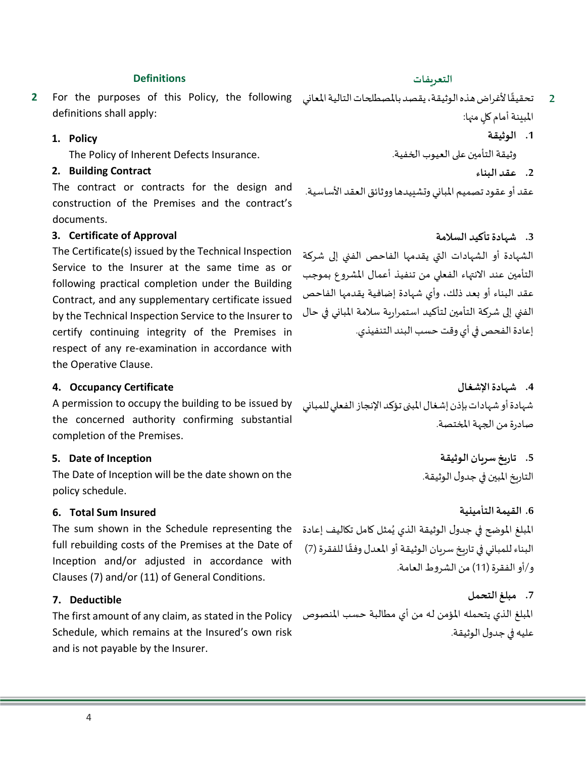## Definitions

**2** For the purposes of this Policy, the following definitions shall apply:

**1. Policy**

The Policy of Inherent Defects Insurance.

**2. Building Contract**

The contract or contracts for the design and construction of the Premises and the contract's documents.

**3. Certificate of Approval**

The Certificate(s) issued by the Technical Inspection Service to the Insurer at the same time as or following practical completion under the Building Contract, and any supplementary certificate issued by the Technical Inspection Service to the Insurer to certify continuing integrity of the Premises in respect of any re-examination in accordance with the Operative Clause.

**4. Occupancy Certificate**

A permission to occupy the building to be issued by the concerned authority confirming substantial completion of the Premises.

**5. Date of Inception**

The Date of Inception will be the date shown on the policy schedule.

**6. Total Sum Insured**

The sum shown in the Schedule representing the full rebuilding costs of the Premises at the Date of Inception and/or adjusted in accordance with Clauses (7) and/or (11) of General Conditions.

**7. Deductible**

The first amount of any claim, as stated in the Policy Schedule, which remains at the Insured's own risk and is not payable by the Insurer.

## التعريفات

**2** تحقيقًا لأغراض هذه الوثيقة، يقصد بالمصطلحات التالية المعاني المبينة أمام كلٍ منها:

**1. الوثيقة**

وثيقة التأمين على العيوب الخفية.

**2. عقد البناء**

عقد أو عقود تصميم المباني وتشييدها ووثائق العقد الأساسية.

**3. شهادة تأكيد السلامة**

الشهادة أو الشهادات التي يقدمها الفاحص الفني إلى شركة التأمين عند الانتهاء الفعلي من تنفيذ أعمال المشروع بموجب عقد البناء أو بعد ذلك، وأي شهادة إضافية يقدمها الفاحص الفني إلى شركة التأمين لتأكيد استمرارية سلامة المباني في حال إعادة الفحص في أي وقت حسب البند التنفيذي.

**4. شهادة الإشغال**

شهادة أو شهادات بإذن إشغال المبنى تؤكد الإنجاز الفعلي للمباني صادرة من الجهة المختصة.

**5. تاريخ سريان الوثيقة**

التاريخ المبين في جدول الوثيقة.

**6. القيمة التأمينية**

المبلغ الموضح في جدول الوثيقة الذي يُمثل كامل تكاليف إعادة البناء للمباني في تاريخ سريان الوثيقة أو المعدل وفقًا للفقرة (7) و/أو الفقرة (11) من الشروط العامة.

**7. مبلغ التحمل**

المبلغ الذي يتحمله المؤمن له من أي مطالبة حسب المنصوص عليه في جدول الوثيقة.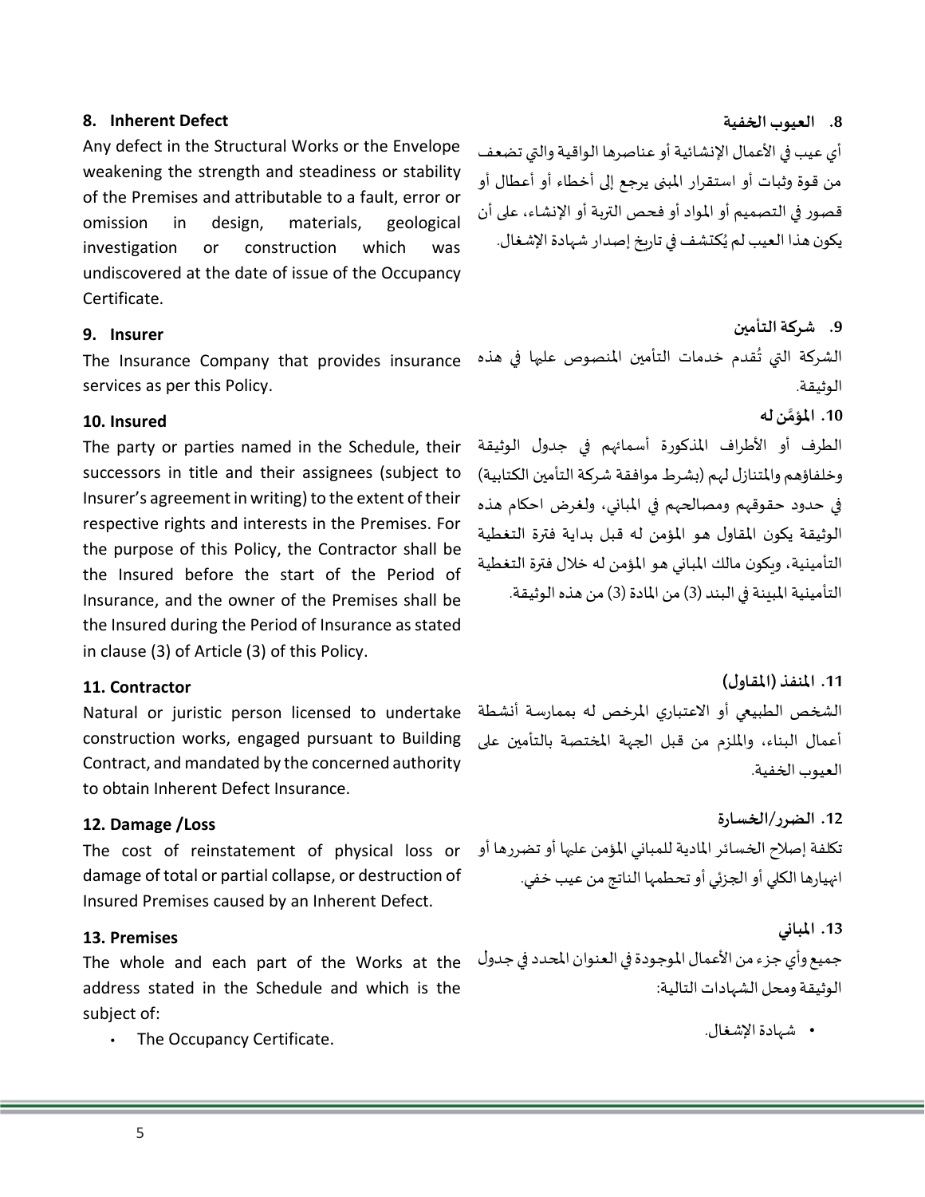### 8. Inherent Defect

Any defect in the Structural Works or the Envelope weakening the strength and steadiness or stability of the Premises and attributable to a fault, error or omission in design, materials, geological investigation or construction which was undiscovered at the date of issue of the Occupancy Certificate.

### 8. العيوب الخفية

أي عيب في الأعمال الإنشائية أو عناصرها الواقية والتي تضعف من قوة وثبات أو استقرار المبنى يرجع إلى أخطاء أو أعطال أو قصور في التصميم أو المواد أو فحص التربة أو الإنشاء، على أن يكون هذا العيب لم يُكتشف في تاريخ إصدار شهادة الإشغال.

### 9. Insurer

The Insurance Company that provides insurance services as per this Policy.

### 9. شركة التأمين

الشركة التي تُقدم خدمات التأمين المنصوص عليها في هذه الوثيقة.

### 10. Insured

The party or parties named in the Schedule, their successors in title and their assignees (subject to Insurer's agreement in writing) to the extent of their respective rights and interests in the Premises. For the purpose of this Policy, the Contractor shall be the Insured before the start of the Period of Insurance, and the owner of the Premises shall be the Insured during the Period of Insurance as stated in clause (3) of Article (3) of this Policy.

### 10. المؤمَّن له

الطرف أو الأطراف المذكورة أسماءهم في جدول الوثيقة وخلفاؤهم والمتنازل لهم (بشرط موافقة شركة التأمين الكتابية) في حدود حقوقهم ومصالحهم في المباني، ولغرض احكام هذه الوثيقة يكون المقاول هو المؤمن له قبل بداية فترة التغطية التأمينية، ويكون مالك المباني هو المؤمن له خلال فترة التغطية التأمينية المبينة في البند (3) من المادة (3) من هذه الوثيقة.

### 11. Contractor

Natural or juristic person licensed to undertake construction works, engaged pursuant to Building Contract, and mandated by the concerned authority to obtain Inherent Defect Insurance.

### 11. المنفذ (المقاول)

الشخص الطبيعي أو الاعتباري المرخص له بممارسة أنشطة أعمال البناء، والملزم من قبل الجهة المختصة بالتأمين على العيوب الخفية.

### 12. Damage /Loss

The cost of reinstatement of physical loss or damage of total or partial collapse, or destruction of Insured Premises caused by an Inherent Defect.

### 12. الضرر/الخسارة

تكلفة إصلاح الخسائر المادية للمباني المؤمن عليها أو تضررها أو انهيارها الكلي أو الجزئي أو تحطمها الناتج من عيب خفي.

### 13. Premises

The whole and each part of the Works at the address stated in the Schedule and which is the subject of:

- The Occupancy Certificate.

### 13. المباني

جميع وأي جزء من الأعمال الموجودة في العنوان المحدد في جدول الوثيقة ومحل الشهادات التالية:

- شهادة الإشغال.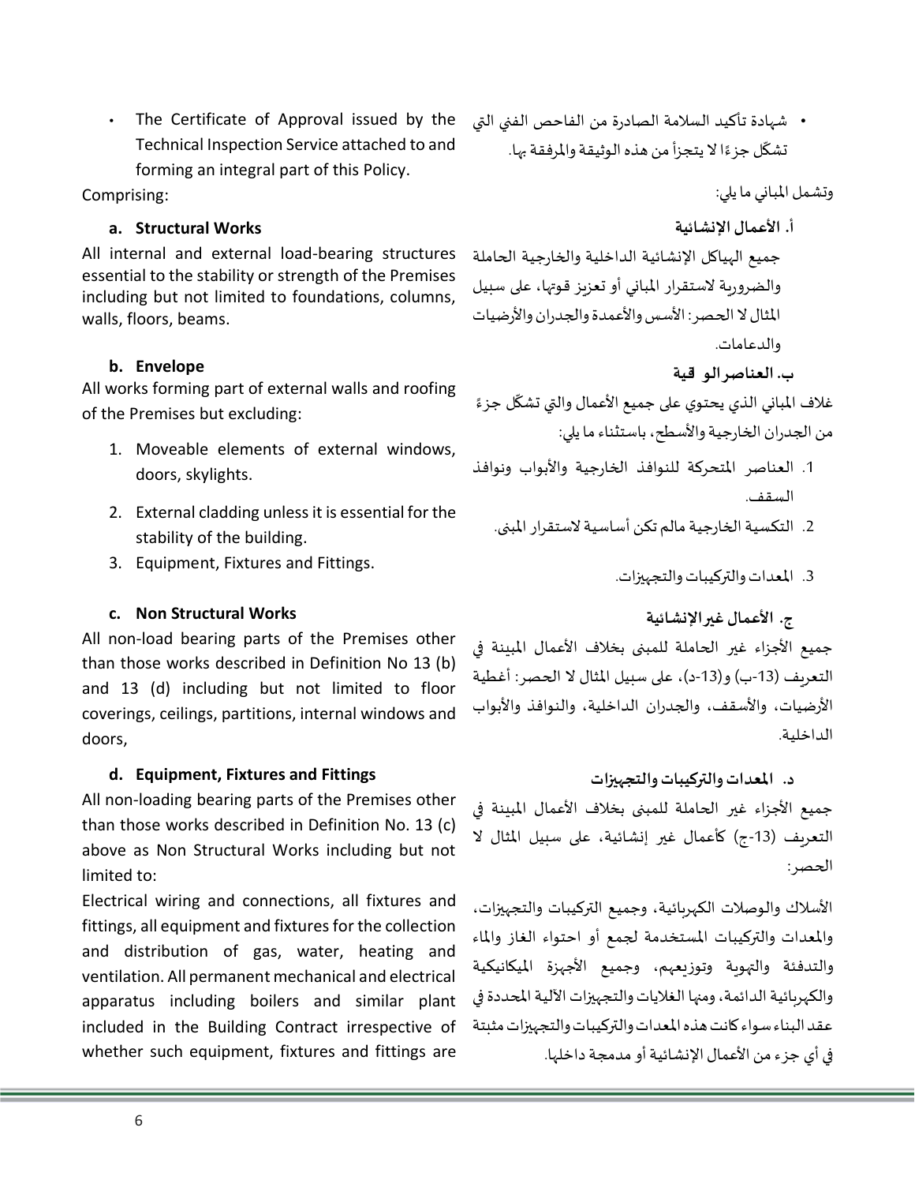- The Certificate of Approval issued by the Technical Inspection Service attached to and forming an integral part of this Policy.

Comprising:

**a. Structural Works**

All internal and external load-bearing structures essential to the stability or strength of the Premises including but not limited to foundations, columns, walls, floors, beams.

**b. Envelope**

All works forming part of external walls and roofing of the Premises but excluding:

1. Moveable elements of external windows, doors, skylights.
2. External cladding unless it is essential for the stability of the building.
3. Equipment, Fixtures and Fittings.

**c. Non Structural Works**

All non-load bearing parts of the Premises other than those works described in Definition No 13 (b) and 13 (d) including but not limited to floor coverings, ceilings, partitions, internal windows and doors,

**d. Equipment, Fixtures and Fittings**

All non-loading bearing parts of the Premises other than those works described in Definition No. 13 (c) above as Non Structural Works including but not limited to:

Electrical wiring and connections, all fixtures and fittings, all equipment and fixtures for the collection and distribution of gas, water, heating and ventilation. All permanent mechanical and electrical apparatus including boilers and similar plant included in the Building Contract irrespective of whether such equipment, fixtures and fittings are

- شهادة تأكيد السلامة الصادرة من الفاحص الفني التي تشكّل جزءًا لا يتجزأ من هذه الوثيقة والمرفقة بها.

وتشمل المباني ما يلي:

**أ. الأعمال الإنشائية**

جميع الهياكل الإنشائية الداخلية والخارجية الحاملة والضرورية لاستقرار المباني أو تعزيز قوتها، على سبيل المثال لا الحصر: الأسس والأعمدة والجدران والأرضيات والدعامات.

**ب. العناصر الو قية**

غلاف المباني الذي يحتوي على جميع الأعمال والتي تشكّل جزءً من الجدران الخارجية والأسطح، باستثناء ما يلي:

1. العناصر المتحركة للنوافذ الخارجية والأبواب ونوافذ السقف.
2. التكسية الخارجية مالم تكن أساسية لاستقرار المبنى.
3. المعدات والتركيبات والتجهيزات.

**ج. الأعمال غير الإنشائية**

جميع الأجزاء غير الحاملة للمبنى بخلاف الأعمال المبينة في التعريف (13-ب) و(13-د)، على سبيل المثال لا الحصر: أغطية الأرضيات، والأسقف، والجدران الداخلية، والنوافذ والأبواب الداخلية.

**د. المعدات والتركيبات والتجهيزات**

جميع الأجزاء غير الحاملة للمبنى بخلاف الأعمال المبينة في التعريف (13-ج) كأعمال غير إنشائية، على سبيل المثال لا الحصر:

الأسلاك والوصلات الكهربائية، وجميع التركيبات والتجهيزات، والمعدات والتركيبات المستخدمة لجمع أو احتواء الغاز والماء والتدفئة والتهوية وتوزيعهم، وجميع الأجهزة الميكانيكية والكهربائية الدائمة، ومنها الغلايات والتجهيزات الآلية المحددة في عقد البناء سواء كانت هذه المعدات والتركيبات والتجهيزات مثبتة في أي جزء من الأعمال الإنشائية أو مدمجة داخلها.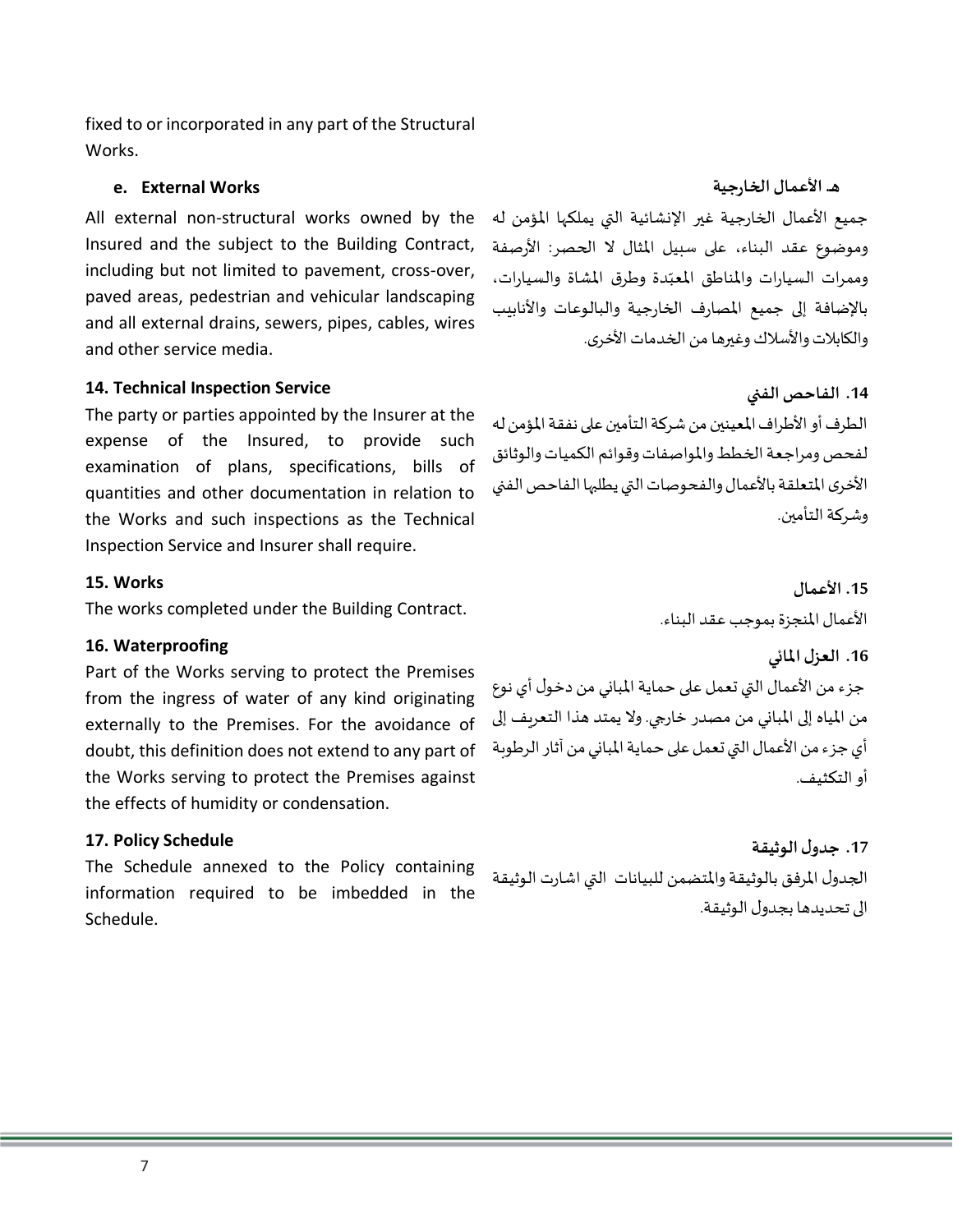fixed to or incorporated in any part of the Structural Works.

#### e. External Works

All external non-structural works owned by the Insured and the subject to the Building Contract, including but not limited to pavement, cross-over, paved areas, pedestrian and vehicular landscaping and all external drains, sewers, pipes, cables, wires and other service media.

#### هـ. الأعمال الخارجية

جميع الأعمال الخارجية غير الإنشائية التي يملكها المؤمن له وموضوع عقد البناء، على سبيل المثال لا الحصر: الأرصفة وممرات السيارات والمناطق المعبّدة وطرق المشاة والسيارات، بالإضافة إلى جميع المصارف الخارجية والبالوعات والأنابيب والكابلات والأسلاك وغيرها من الخدمات الأخرى.

### 14. Technical Inspection Service

The party or parties appointed by the Insurer at the expense of the Insured, to provide such examination of plans, specifications, bills of quantities and other documentation in relation to the Works and such inspections as the Technical Inspection Service and Insurer shall require.

### 14. الفاحص الفني

الطرف أو الأطراف المعينين من شركة التأمين على نفقة المؤمن له لفحص ومراجعة الخطط والمواصفات وقوائم الكميات والوثائق الأخرى المتعلقة بالأعمال والفحوصات التي يطلبها الفاحص الفني وشركة التأمين.

### 15. Works

The works completed under the Building Contract.

### 15. الأعمال

الأعمال المنجزة بموجب عقد البناء.

### 16. Waterproofing

Part of the Works serving to protect the Premises from the ingress of water of any kind originating externally to the Premises. For the avoidance of doubt, this definition does not extend to any part of the Works serving to protect the Premises against the effects of humidity or condensation.

### 16. العزل المائي

جزء من الأعمال التي تعمل على حماية المباني من دخول أي نوع من المياه إلى المباني من مصدر خارجي. ولا يمتد هذا التعريف إلى أي جزء من الأعمال التي تعمل على حماية المباني من آثار الرطوبة أو التكثيف.

### 17. Policy Schedule

The Schedule annexed to the Policy containing information required to be imbedded in the Schedule.

### 17. جدول الوثيقة

الجدول المرفق بالوثيقة والمتضمن للبيانات التي اشارت الوثيقة الى تحديدها بجدول الوثيقة.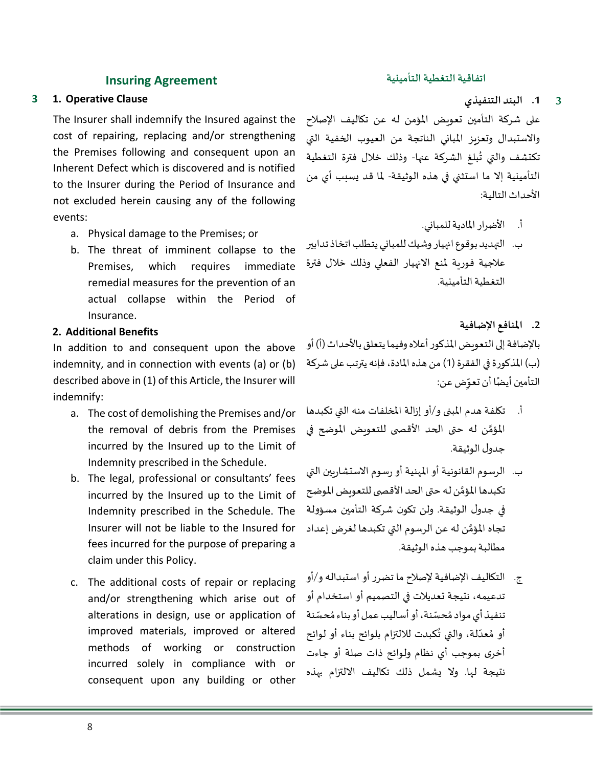## Insuring Agreement

### 3 1. Operative Clause

The Insurer shall indemnify the Insured against the cost of repairing, replacing and/or strengthening the Premises following and consequent upon an Inherent Defect which is discovered and is notified to the Insurer during the Period of Insurance and not excluded herein causing any of the following events:

a. Physical damage to the Premises; or
b. The threat of imminent collapse to the Premises, which requires immediate remedial measures for the prevention of an actual collapse within the Period of Insurance.

### 2. Additional Benefits

In addition to and consequent upon the above indemnity, and in connection with events (a) or (b) described above in (1) of this Article, the Insurer will indemnify:

a. The cost of demolishing the Premises and/or the removal of debris from the Premises incurred by the Insured up to the Limit of Indemnity prescribed in the Schedule.
b. The legal, professional or consultants' fees incurred by the Insured up to the Limit of Indemnity prescribed in the Schedule. The Insurer will not be liable to the Insured for fees incurred for the purpose of preparing a claim under this Policy.
c. The additional costs of repair or replacing and/or strengthening which arise out of alterations in design, use or application of improved materials, improved or altered methods of working or construction incurred solely in compliance with or consequent upon any building or other

## اتفاقية التغطية التأمينية

### 3 .1 البند التنفيذي

على شركة التأمين تعويض المؤمن له عن تكاليف الإصلاح والاستبدال وتعزيز المباني الناتجة من العيوب الخفية التي تكتشف والتي تُبلغ الشركة عنها- وذلك خلال فترة التغطية التأمينية إلا ما استثني في هذه الوثيقة- لما قد يسبب أي من الأحداث التالية:

أ. الأضرار المادية للمباني.
ب. التهديد بوقوع انهيار وشيك للمباني يتطلب اتخاذ تدابير علاجية فورية لمنع الانهيار الفعلي وذلك خلال فترة التغطية التأمينية.

### .2 المنافع الإضافية

بالإضافة إلى التعويض المذكور أعلاه وفيما يتعلق بالأحداث (أ) أو (ب) المذكورة في الفقرة (1) من هذه المادة، فإنه يترتب على شركة التأمين أيضًا أن تعوِّض عن:

أ. تكلفة هدم المبنى و/أو إزالة المخلفات منه التي تكبدها المؤمَّن له حتى الحد الأقصى للتعويض الموضح في جدول الوثيقة.
ب. الرسوم القانونية أو المهنية أو رسوم الاستشاريين التي تكبدها المؤمَّن له حتى الحد الأقصى للتعويض الموضح في جدول الوثيقة. ولن تكون شركة التأمين مسؤولة تجاه المؤمَّن له عن الرسوم التي تكبدها لغرض إعداد مطالبة بموجب هذه الوثيقة.
ج. التكاليف الإضافية لإصلاح ما تضرر أو استبداله و/أو تدعيمه، نتيجة تعديلات في التصميم أو استخدام أو تنفيذ أي مواد مُحسّنة، أو أساليب عمل أو بناء مُحسّنة أو مُعدّلة، والتي تُكبدت للالتزام بلوائح بناء أو لوائح أخرى بموجب أي نظام ولوائح ذات صلة أو جاءت نتيجة لها. ولا يشمل ذلك تكاليف الالتزام بهذه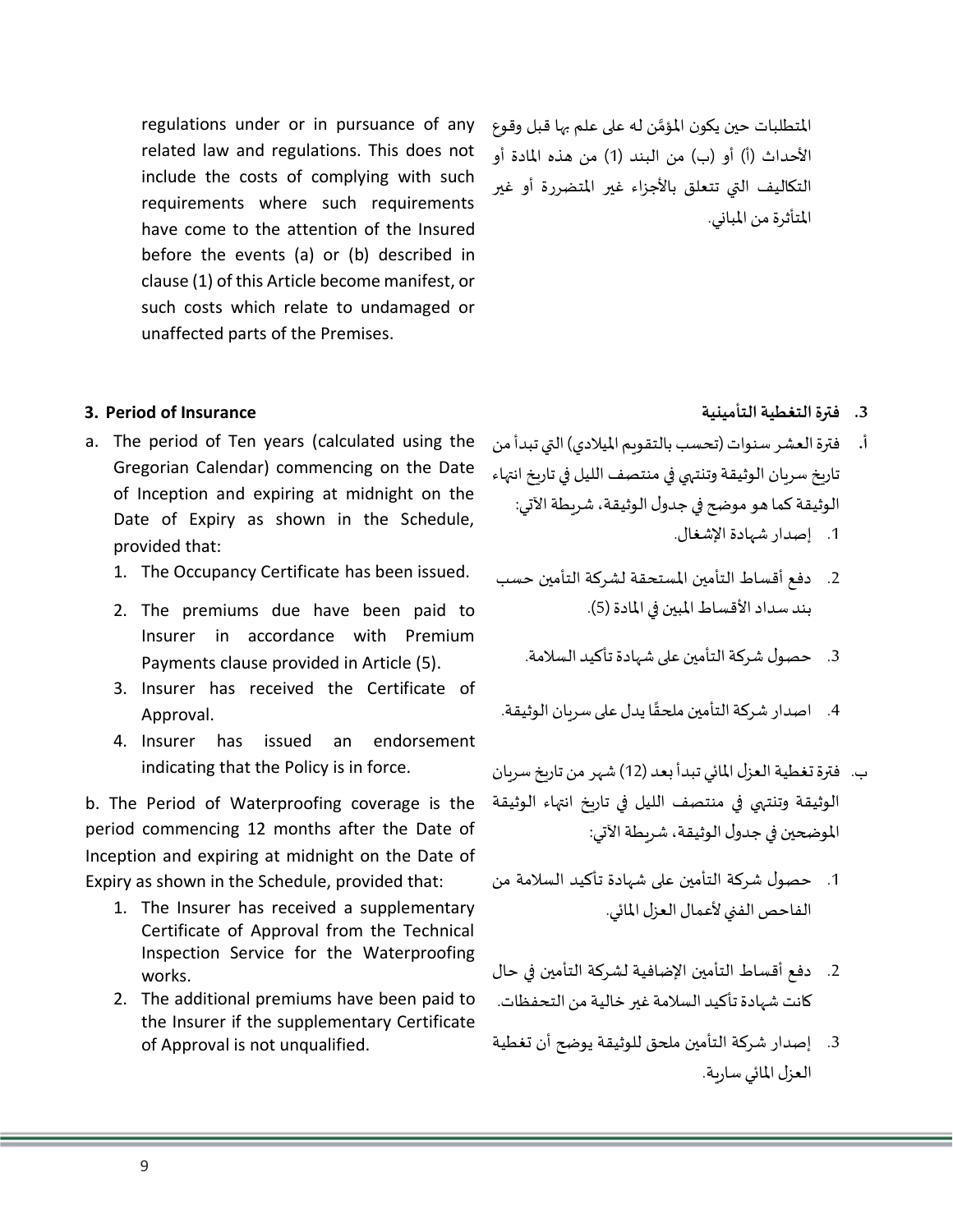regulations under or in pursuance of any related law and regulations. This does not include the costs of complying with such requirements where such requirements have come to the attention of the Insured before the events (a) or (b) described in clause (1) of this Article become manifest, or such costs which relate to undamaged or unaffected parts of the Premises.

المتطلبات حين يكون المؤمَّن له على علم بها قبل وقوع الأحداث (أ) أو (ب) من البند (1) من هذه المادة أو التكاليف التي تتعلق بالأجزاء غير المتضررة أو غير المتأثرة من المباني.

### 3. Period of Insurance

a. The period of Ten years (calculated using the Gregorian Calendar) commencing on the Date of Inception and expiring at midnight on the Date of Expiry as shown in the Schedule, provided that:

1. The Occupancy Certificate has been issued.
2. The premiums due have been paid to Insurer in accordance with Premium Payments clause provided in Article (5).
3. Insurer has received the Certificate of Approval.
4. Insurer has issued an endorsement indicating that the Policy is in force.

b. The Period of Waterproofing coverage is the period commencing 12 months after the Date of Inception and expiring at midnight on the Date of Expiry as shown in the Schedule, provided that:

1. The Insurer has received a supplementary Certificate of Approval from the Technical Inspection Service for the Waterproofing works.
2. The additional premiums have been paid to the Insurer if the supplementary Certificate of Approval is not unqualified.

### 3. فترة التغطية التأمينية

أ. فترة العشر سنوات (تحسب بالتقويم الميلادي) التي تبدأ من تاريخ سريان الوثيقة وتنتهي في منتصف الليل في تاريخ انتهاء الوثيقة كما هو موضح في جدول الوثيقة، شريطة الآتي:

1. إصدار شهادة الإشغال.
2. دفع أقساط التأمين المستحقة لشركة التأمين حسب بند سداد الأقساط المبين في المادة (5).
3. حصول شركة التأمين على شهادة تأكيد السلامة.
4. اصدار شركة التأمين ملحقًا يدل على سريان الوثيقة.

ب. فترة تغطية العزل المائي تبدأ بعد (12) شهر من تاريخ سريان الوثيقة وتنتهي في منتصف الليل في تاريخ انتهاء الوثيقة الموضحين في جدول الوثيقة، شريطة الآتي:

1. حصول شركة التأمين على شهادة تأكيد السلامة من الفاحص الفني لأعمال العزل المائي.
2. دفع أقساط التأمين الإضافية لشركة التأمين في حال كانت شهادة تأكيد السلامة غير خالية من التحفظات.
3. إصدار شركة التأمين ملحق للوثيقة يوضح أن تغطية العزل المائي سارية.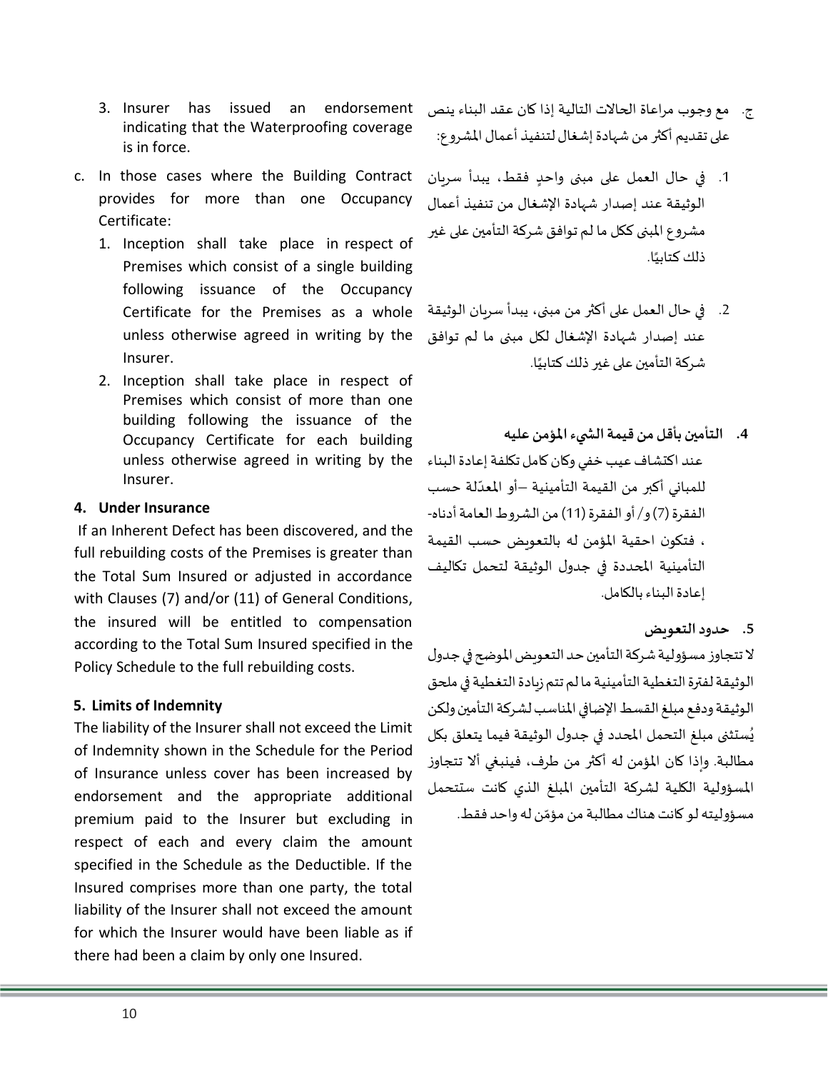3. Insurer has issued an endorsement indicating that the Waterproofing coverage is in force.

c. In those cases where the Building Contract provides for more than one Occupancy Certificate:

1. Inception shall take place in respect of Premises which consist of a single building following issuance of the Occupancy Certificate for the Premises as a whole unless otherwise agreed in writing by the Insurer.
2. Inception shall take place in respect of Premises which consist of more than one building following the issuance of the Occupancy Certificate for each building unless otherwise agreed in writing by the Insurer.

#### 4. Under Insurance

If an Inherent Defect has been discovered, and the full rebuilding costs of the Premises is greater than the Total Sum Insured or adjusted in accordance with Clauses (7) and/or (11) of General Conditions, the insured will be entitled to compensation according to the Total Sum Insured specified in the Policy Schedule to the full rebuilding costs.

#### 5. Limits of Indemnity

The liability of the Insurer shall not exceed the Limit of Indemnity shown in the Schedule for the Period of Insurance unless cover has been increased by endorsement and the appropriate additional premium paid to the Insurer but excluding in respect of each and every claim the amount specified in the Schedule as the Deductible. If the Insured comprises more than one party, the total liability of the Insurer shall not exceed the amount for which the Insurer would have been liable as if there had been a claim by only one Insured.

ج. مع وجوب مراعاة الحالات التالية إذا كان عقد البناء ينص على تقديم أكثر من شهادة إشغال لتنفيذ أعمال المشروع:

1. في حال العمل على مبنى واحدٍ فقط، يبدأ سريان الوثيقة عند إصدار شهادة الإشغال من تنفيذ أعمال مشروع المبنى ككل ما لم توافق شركة التأمين على غير ذلك كتابيًا.
2. في حال العمل على أكثر من مبنى، يبدأ سريان الوثيقة عند إصدار شهادة الإشغال لكل مبنى ما لم توافق شركة التأمين على غير ذلك كتابيًا.

#### 4. التأمين بأقل من قيمة الشيء المؤمن عليه

عند اكتشاف عيب خفي وكان كامل تكلفة إعادة البناء للمباني أكبر من القيمة التأمينية –أو المعدّلة حسب الفقرة (7) و/ أو الفقرة (11) من الشروط العامة أدناه- ، فتكون احقية المؤمن له بالتعويض حسب القيمة التأمينية المحددة في جدول الوثيقة لتحمل تكاليف إعادة البناء بالكامل.

#### 5. حدود التعويض

لا تتجاوز مسؤولية شركة التأمين حد التعويض الموضح في جدول الوثيقة لفترة التغطية التأمينية ما لم تتم زيادة التغطية في ملحق الوثيقة ودفع مبلغ القسط الإضافي المناسب لشركة التأمين ولكن يُستثنى مبلغ التحمل المحدد في جدول الوثيقة فيما يتعلق بكل مطالبة. وإذا كان المؤمن له أكثر من طرف، فينبغي ألا تتجاوز المسؤولية الكلية لشركة التأمين المبلغ الذي كانت ستتحمل مسؤوليته لو كانت هناك مطالبة من مؤمّن له واحد فقط.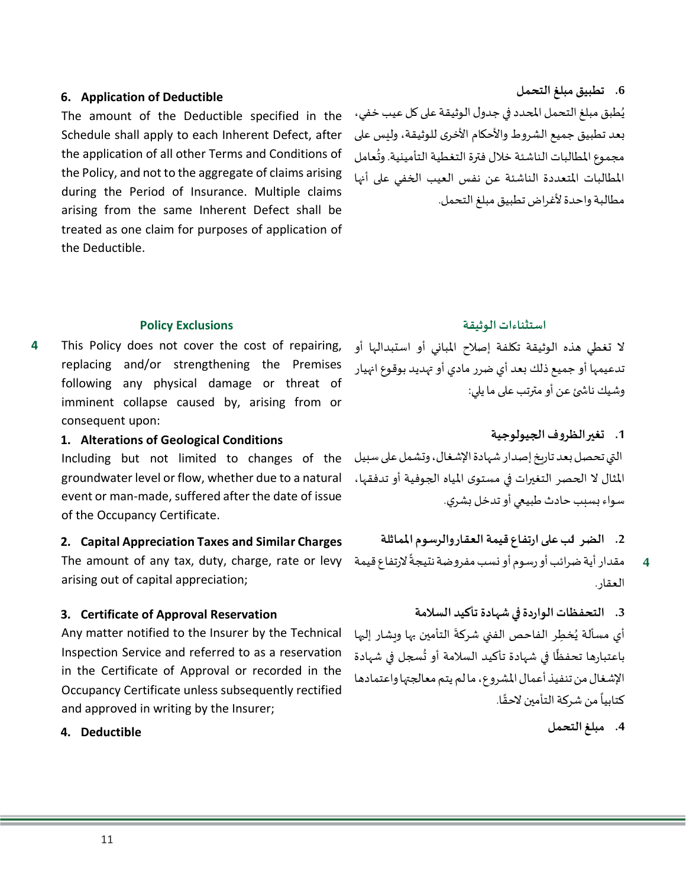### 6. Application of Deductible

The amount of the Deductible specified in the Schedule shall apply to each Inherent Defect, after the application of all other Terms and Conditions of the Policy, and not to the aggregate of claims arising during the Period of Insurance. Multiple claims arising from the same Inherent Defect shall be treated as one claim for purposes of application of the Deductible.

### 6. تطبيق مبلغ التحمل

يُطبق مبلغ التحمل المحدد في جدول الوثيقة على كل عيب خفي، بعد تطبيق جميع الشروط والأحكام الأخرى للوثيقة، وليس على مجموع المطالبات الناشئة خلال فترة التغطية التأمينية. وتُعامل المطالبات المتعددة الناشئة عن نفس العيب الخفي على أنها مطالبة واحدة لأغراض تطبيق مبلغ التحمل.

## Policy Exclusions

4 This Policy does not cover the cost of repairing, replacing and/or strengthening the Premises following any physical damage or threat of imminent collapse caused by, arising from or consequent upon:

### 1. Alterations of Geological Conditions

Including but not limited to changes of the groundwater level or flow, whether due to a natural event or man-made, suffered after the date of issue of the Occupancy Certificate.

### 2. Capital Appreciation Taxes and Similar Charges

The amount of any tax, duty, charge, rate or levy arising out of capital appreciation;

### 3. Certificate of Approval Reservation

Any matter notified to the Insurer by the Technical Inspection Service and referred to as a reservation in the Certificate of Approval or recorded in the Occupancy Certificate unless subsequently rectified and approved in writing by the Insurer;

### 4. Deductible

## استثناءات الوثيقة

لا تغطي هذه الوثيقة تكلفة إصلاح المباني أو استبدالها أو تدعيمها أو جميع ذلك بعد أي ضرر مادي أو تهديد بوقوع انهيار وشيك ناشئ عن أو مترتب على ما يلي:

### 1. تغير الظروف الجيولوجية

التي تحصل بعد تاريخ إصدار شهادة الإشغال، وتشمل على سبيل المثال لا الحصر التغيرات في مستوى المياه الجوفية أو تدفقها، سواء بسبب حادث طبيعي أو تدخل بشري.

### 2. الضرائب على ارتفاع قيمة العقاروالرسوم المماثلة

4 مقدار أية ضرائب أو رسوم أو نسب مفروضة نتيجةً لارتفاع قيمة العقار.

### 3. التحفظات الواردة في شهادة تأكيد السلامة

أي مسألة يُخطِر الفاحص الفني شركةَ التأمين بها ويشار إليها باعتبارها تحفظًا في شهادة تأكيد السلامة أو تُسجل في شهادة الإشغال من تنفيذ أعمال المشروع، ما لم يتم معالجتها واعتمادها كتابياً من شركة التأمين لاحقًا.

### 4. مبلغ التحمل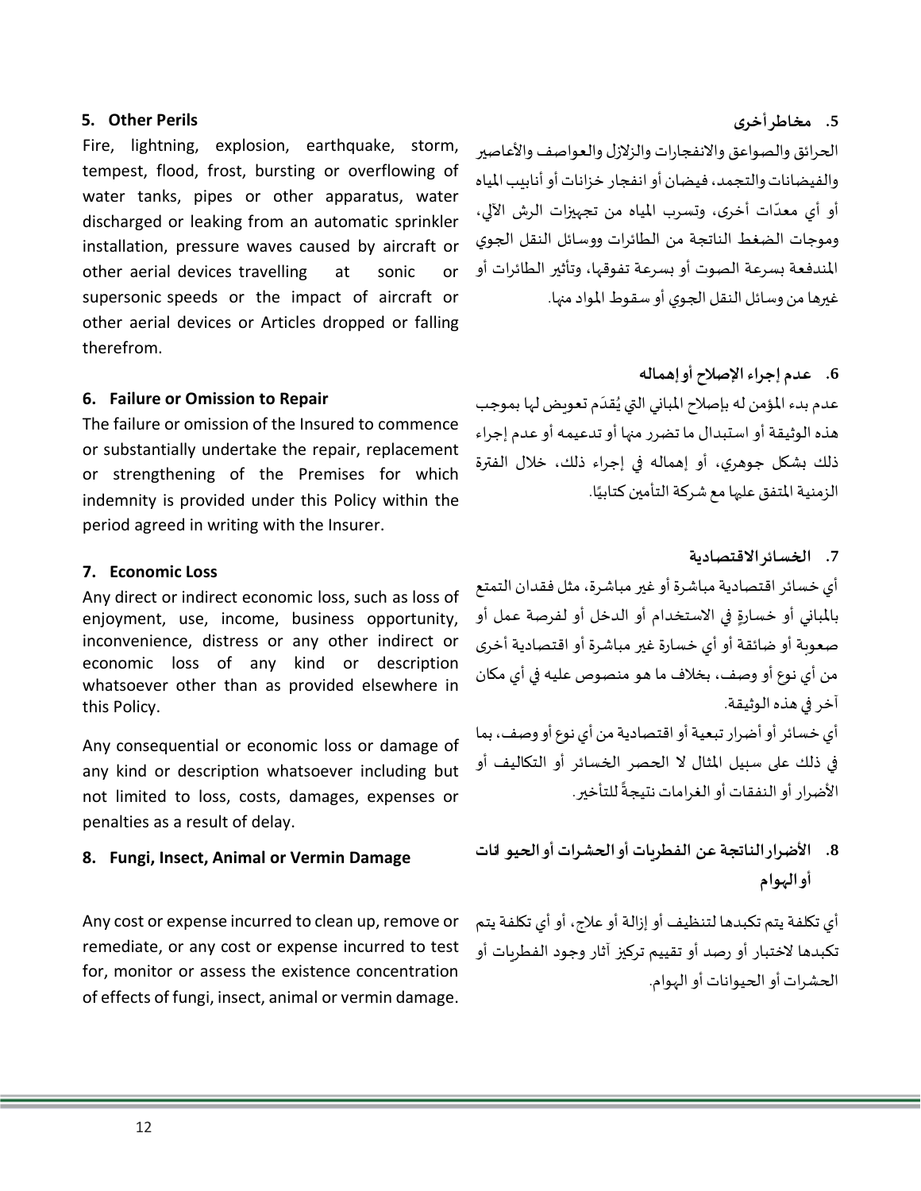**5. Other Perils**

Fire, lightning, explosion, earthquake, storm, tempest, flood, frost, bursting or overflowing of water tanks, pipes or other apparatus, water discharged or leaking from an automatic sprinkler installation, pressure waves caused by aircraft or other aerial devices travelling at sonic or supersonic speeds or the impact of aircraft or other aerial devices or Articles dropped or falling therefrom.

**.5 مخاطر أخرى**

الحرائق والصواعق والانفجارات والزلازل والعواصف والأعاصير والفيضانات والتجمد، فيضان أو انفجار خزانات أو أنابيب المياه أو أي معدّات أخرى، وتسرب المياه من تجهيزات الرش الآلي، وموجات الضغط الناتجة من الطائرات ووسائل النقل الجوي المندفعة بسرعة الصوت أو بسرعة تفوقها، وتأثير الطائرات أو غيرها من وسائل النقل الجوي أو سقوط المواد منها.

**6. Failure or Omission to Repair**

The failure or omission of the Insured to commence or substantially undertake the repair, replacement or strengthening of the Premises for which indemnity is provided under this Policy within the period agreed in writing with the Insurer.

**.6 عدم إجراء الإصلاح أو إهماله**

عدم بدء المؤمن له بإصلاح المباني التي يُقدَم تعويض لها بموجب هذه الوثيقة أو استبدال ما تضرر منها أو تدعيمه أو عدم إجراء ذلك بشكل جوهري، أو إهماله في إجراء ذلك، خلال الفترة الزمنية المتفق عليها مع شركة التأمين كتابيًا.

**7. Economic Loss**

Any direct or indirect economic loss, such as loss of enjoyment, use, income, business opportunity, inconvenience, distress or any other indirect or economic loss of any kind or description whatsoever other than as provided elsewhere in this Policy.

Any consequential or economic loss or damage of any kind or description whatsoever including but not limited to loss, costs, damages, expenses or penalties as a result of delay.

**.7 الخسائر الاقتصادية**

أي خسائر اقتصادية مباشرة أو غير مباشرة، مثل فقدان التمتع بالمباني أو خسارةٍ في الاستخدام أو الدخل أو لفرصة عمل أو صعوبة أو ضائقة أو أي خسارة غير مباشرة أو اقتصادية أخرى من أي نوع أو وصف، بخلاف ما هو منصوص عليه في أي مكان آخر في هذه الوثيقة.

أي خسائر أو أضرار تبعية أو اقتصادية من أي نوع أو وصف، بما في ذلك على سبيل المثال لا الحصر الخسائر أو التكاليف أو الأضرار أو النفقات أو الغرامات نتيجةً للتأخير.

**8. Fungi, Insect, Animal or Vermin Damage**

Any cost or expense incurred to clean up, remove or remediate, or any cost or expense incurred to test for, monitor or assess the existence concentration of effects of fungi, insect, animal or vermin damage.

**.8 الأضرار الناتجة عن الفطريات أو الحشرات أو الحيوانات أو الهوام**

أي تكلفة يتم تكبدها لتنظيف أو إزالة أو علاج، أو أي تكلفة يتم تكبدها لاختبار أو رصد أو تقييم تركيز آثار وجود الفطريات أو الحشرات أو الحيوانات أو الهوام.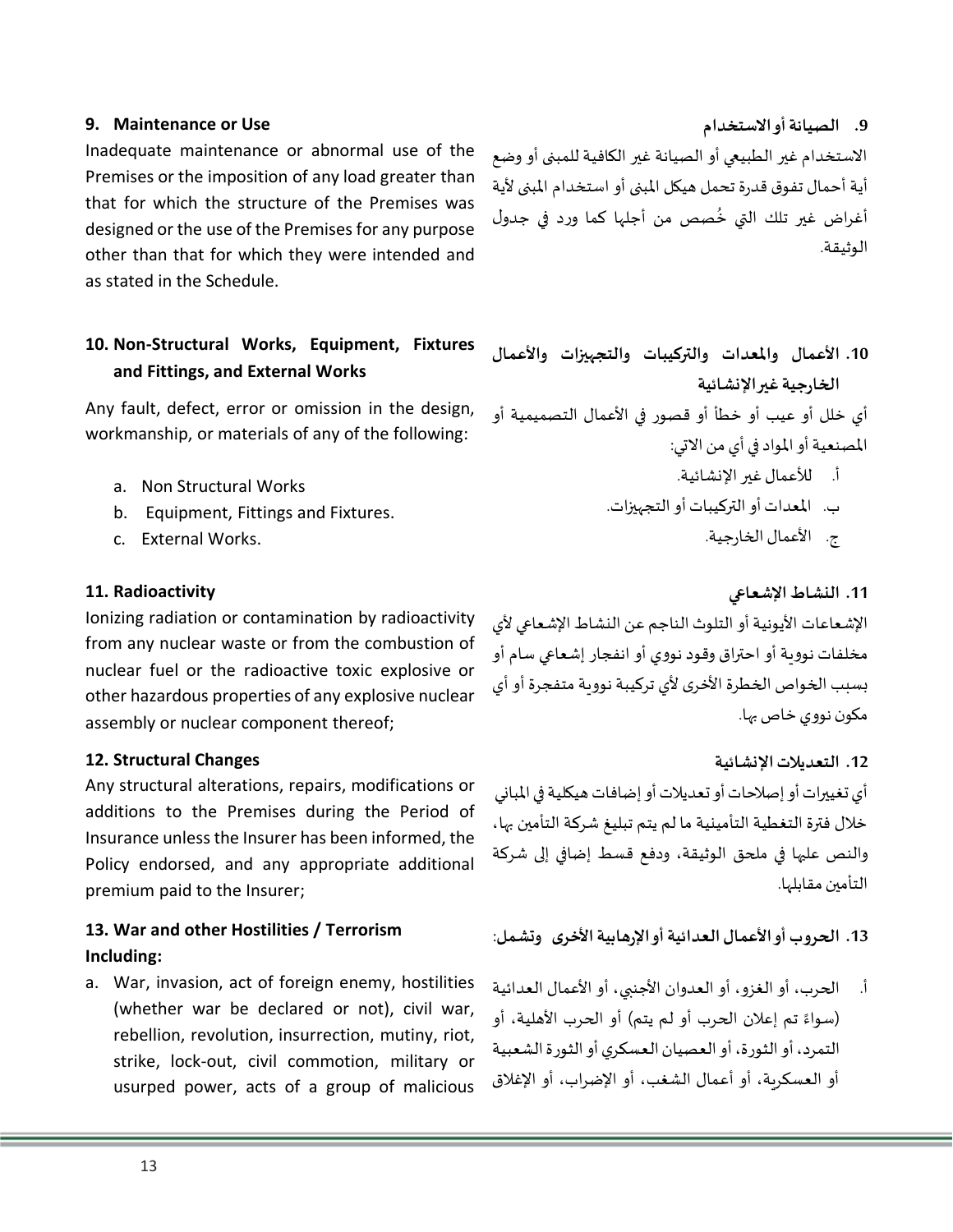**9. Maintenance or Use**

Inadequate maintenance or abnormal use of the Premises or the imposition of any load greater than that for which the structure of the Premises was designed or the use of the Premises for any purpose other than that for which they were intended and as stated in the Schedule.

**9. الصيانة أو الاستخدام**

الاستخدام غير الطبيعي أو الصيانة غير الكافية للمبنى أو وضع أية أحمال تفوق قدرة تحمل هيكل المبنى أو استخدام المبنى لأية أغراض غير تلك التي خُصص من أجلها كما ورد في جدول الوثيقة.

**10. Non-Structural Works, Equipment, Fixtures and Fittings, and External Works**

Any fault, defect, error or omission in the design, workmanship, or materials of any of the following:

a. Non Structural Works
b. Equipment, Fittings and Fixtures.
c. External Works.

**10. الأعمال والمعدات والتركيبات والتجهيزات والأعمال الخارجية غير الإنشائية**

أي خلل أو عيب أو خطأ أو قصور في الأعمال التصميمية أو المصنعية أو المواد في أي من الاتي:

أ. للأعمال غير الإنشائية.
ب. المعدات أو التركيبات أو التجهيزات.
ج. الأعمال الخارجية.

**11. Radioactivity**

Ionizing radiation or contamination by radioactivity from any nuclear waste or from the combustion of nuclear fuel or the radioactive toxic explosive or other hazardous properties of any explosive nuclear assembly or nuclear component thereof;

**11. النشاط الإشعاعي**

الإشعاعات الأيونية أو التلوث الناجم عن النشاط الإشعاعي لأي مخلفات نووية أو احتراق وقود نووي أو انفجار إشعاعي سام أو بسبب الخواص الخطرة الأخرى لأي تركيبة نووية متفجرة أو أي مكون نووي خاص بها.

**12. Structural Changes**

Any structural alterations, repairs, modifications or additions to the Premises during the Period of Insurance unless the Insurer has been informed, the Policy endorsed, and any appropriate additional premium paid to the Insurer;

**12. التعديلات الإنشائية**

أي تغييرات أو إصلاحات أو تعديلات أو إضافات هيكلية في المباني خلال فترة التغطية التأمينية ما لم يتم تبليغ شركة التأمين بها، والنص عليها في ملحق الوثيقة، ودفع قسط إضافي إلى شركة التأمين مقابلها.

**13. War and other Hostilities / Terrorism Including:**

a. War, invasion, act of foreign enemy, hostilities (whether war be declared or not), civil war, rebellion, revolution, insurrection, mutiny, riot, strike, lock-out, civil commotion, military or usurped power, acts of a group of malicious

**13. الحروب أو الأعمال العدائية أو الإرهابية الأخرى وتشمل:**

أ. الحرب، أو الغزو، أو العدوان الأجنبي، أو الأعمال العدائية (سواءً تم إعلان الحرب أو لم يتم) أو الحرب الأهلية، أو التمرد، أو الثورة، أو العصيان العسكري أو الثورة الشعبية أو العسكرية، أو أعمال الشغب، أو الإضراب، أو الإغلاق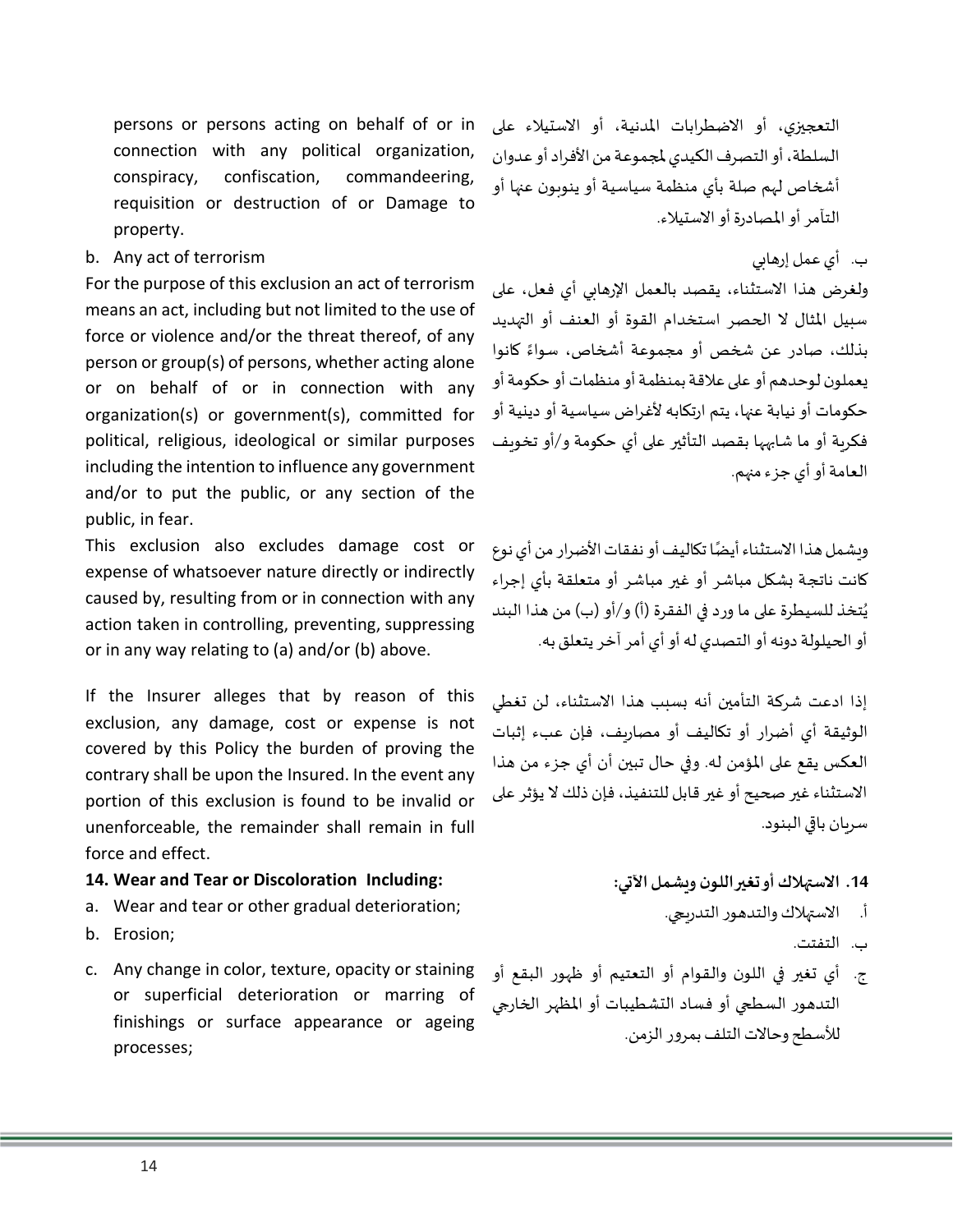persons or persons acting on behalf of or in connection with any political organization, conspiracy, confiscation, commandeering, requisition or destruction of or Damage to property.

التعجيزي، أو الاضطرابات المدنية، أو الاستيلاء على السلطة، أو التصرف الكيدي لمجموعة من الأفراد أو عدوان أشخاص لهم صلة بأي منظمة سياسية أو ينوبون عنها أو التآمر أو المصادرة أو الاستيلاء.

b. Any act of terrorism

ب. أي عمل إرهابي

For the purpose of this exclusion an act of terrorism means an act, including but not limited to the use of force or violence and/or the threat thereof, of any person or group(s) of persons, whether acting alone or on behalf of or in connection with any organization(s) or government(s), committed for political, religious, ideological or similar purposes including the intention to influence any government and/or to put the public, or any section of the public, in fear.

ولغرض هذا الاستثناء، يقصد بالعمل الإرهابي أي فعل، على سبيل المثال لا الحصر استخدام القوة أو العنف أو التهديد بذلك، صادر عن شخص أو مجموعة أشخاص، سواءً كانوا يعملون لوحدهم أو على علاقة بمنظمة أو منظمات أو حكومة أو حكومات أو نيابة عنها، يتم ارتكابه لأغراض سياسية أو دينية أو فكرية أو ما شابهها بقصد التأثير على أي حكومة و/أو تخويف العامة أو أي جزء منهم.

This exclusion also excludes damage cost or expense of whatsoever nature directly or indirectly caused by, resulting from or in connection with any action taken in controlling, preventing, suppressing or in any way relating to (a) and/or (b) above.

ويشمل هذا الاستثناء أيضًا تكاليف أو نفقات الأضرار من أي نوع كانت ناتجة بشكل مباشر أو غير مباشر أو متعلقة بأي إجراء يُتخذ للسيطرة على ما ورد في الفقرة (أ) و/أو (ب) من هذا البند أو الحيلولة دونه أو التصدي له أو أي أمر آخر يتعلق به.

If the Insurer alleges that by reason of this exclusion, any damage, cost or expense is not covered by this Policy the burden of proving the contrary shall be upon the Insured. In the event any portion of this exclusion is found to be invalid or unenforceable, the remainder shall remain in full force and effect.

إذا ادعت شركة التأمين أنه بسبب هذا الاستثناء، لن تغطي الوثيقة أي أضرار أو تكاليف أو مصاريف، فإن عبء إثبات العكس يقع على المؤمن له. وفي حال تبين أن أي جزء من هذا الاستثناء غير صحيح أو غير قابل للتنفيذ، فإن ذلك لا يؤثر على سريان باقي البنود.

**14. Wear and Tear or Discoloration Including:**

**14. الاستهلاك أو تغير اللون ويشمل الآتي:**

a. Wear and tear or other gradual deterioration;
b. Erosion;
c. Any change in color, texture, opacity or staining or superficial deterioration or marring of finishings or surface appearance or ageing processes;

أ. الاستهلاك والتدهور التدريجي.
ب. التفتت.
ج. أي تغير في اللون والقوام أو التعتيم أو ظهور البقع أو التدهور السطحي أو فساد التشطيبات أو المظهر الخارجي للأسطح وحالات التلف بمرور الزمن.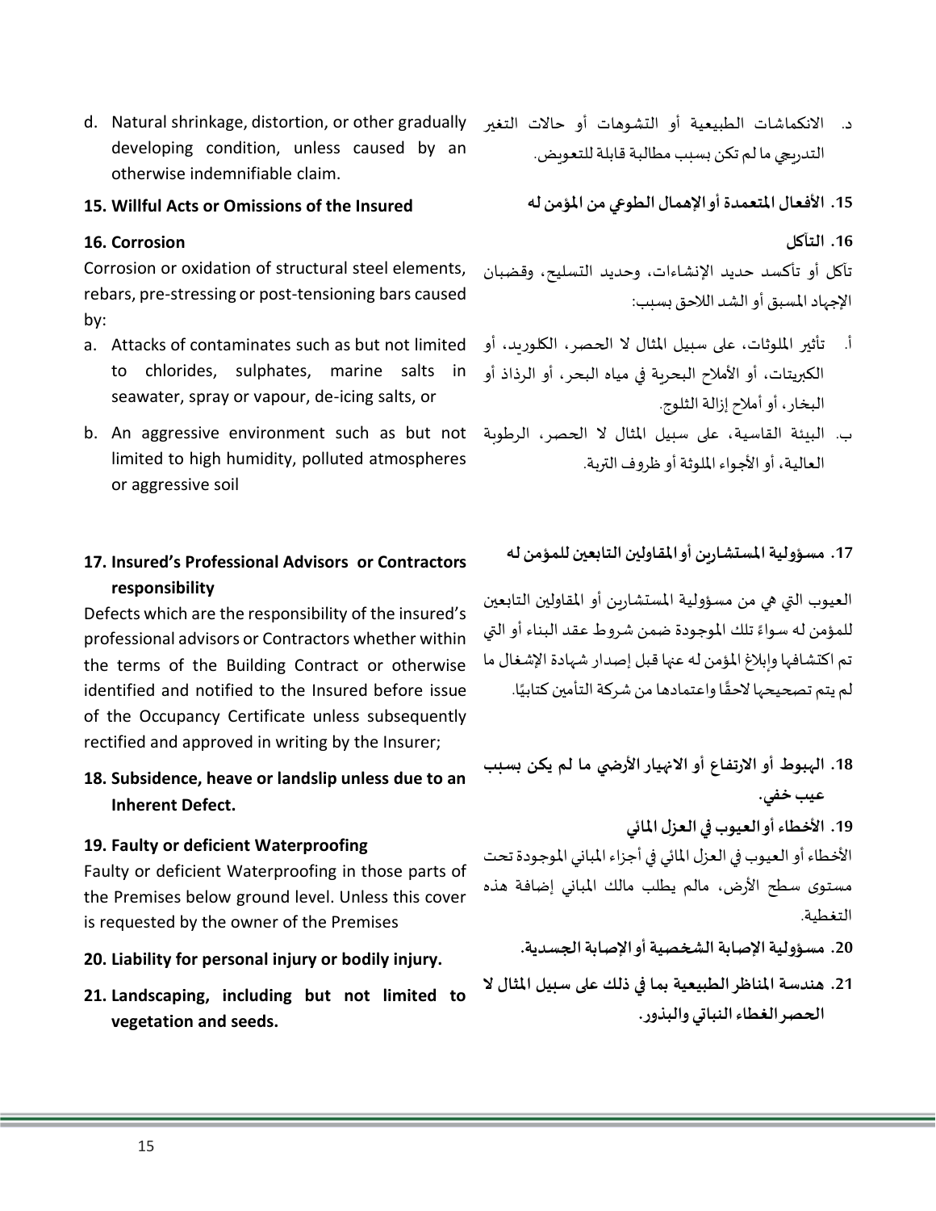d. Natural shrinkage, distortion, or other gradually developing condition, unless caused by an otherwise indemnifiable claim.

**15. Willful Acts or Omissions of the Insured**

**16. Corrosion**

Corrosion or oxidation of structural steel elements, rebars, pre-stressing or post-tensioning bars caused by:

a. Attacks of contaminates such as but not limited to chlorides, sulphates, marine salts in seawater, spray or vapour, de-icing salts, or

b. An aggressive environment such as but not limited to high humidity, polluted atmospheres or aggressive soil

**17. Insured's Professional Advisors or Contractors responsibility**

Defects which are the responsibility of the insured's professional advisors or Contractors whether within the terms of the Building Contract or otherwise identified and notified to the Insured before issue of the Occupancy Certificate unless subsequently rectified and approved in writing by the Insurer;

**18. Subsidence, heave or landslip unless due to an Inherent Defect.**

**19. Faulty or deficient Waterproofing**

Faulty or deficient Waterproofing in those parts of the Premises below ground level. Unless this cover is requested by the owner of the Premises

**20. Liability for personal injury or bodily injury.**

**21. Landscaping, including but not limited to vegetation and seeds.**

د. الانكماشات الطبيعية أو التشوهات أو حالات التغير التدريجي ما لم تكن بسبب مطالبة قابلة للتعويض.

**15. الأفعال المتعمدة أو الإهمال الطوعي من المؤمن له**

**16. التآكل**

تآكل أو تأكسد حديد الإنشاءات، وحديد التسليح، وقضبان الإجهاد المسبق أو الشد اللاحق بسبب:

أ. تأثير الملوثات، على سبيل المثال لا الحصر، الكلوريد، أو الكبريتات، أو الأملاح البحرية في مياه البحر، أو الرذاذ أو البخار، أو أملاح إزالة الثلوج.

ب. البيئة القاسية، على سبيل المثال لا الحصر، الرطوبة العالية، أو الأجواء الملوثة أو ظروف التربة.

**17. مسؤولية المستشارين أو المقاولين التابعين للمؤمن له**

العيوب التي هي من مسؤولية المستشارين أو المقاولين التابعين للمؤمن له سواءً تلك الموجودة ضمن شروط عقد البناء أو التي تم اكتشافها وإبلاغ المؤمن له عنها قبل إصدار شهادة الإشغال ما لم يتم تصحيحها لاحقًا واعتمادها من شركة التأمين كتابيًا.

**18. الهبوط أو الارتفاع أو الانهيار الأرضي ما لم يكن بسبب عيب خفي.**

**19. الأخطاء أو العيوب في العزل المائي**

الأخطاء أو العيوب في العزل المائي في أجزاء المباني الموجودة تحت مستوى سطح الأرض، مالم يطلب مالك المباني إضافة هذه التغطية.

**20. مسؤولية الإصابة الشخصية أو الإصابة الجسدية.**

**21. هندسة المناظر الطبيعية بما في ذلك على سبيل المثال لا الحصر الغطاء النباتي والبذور.**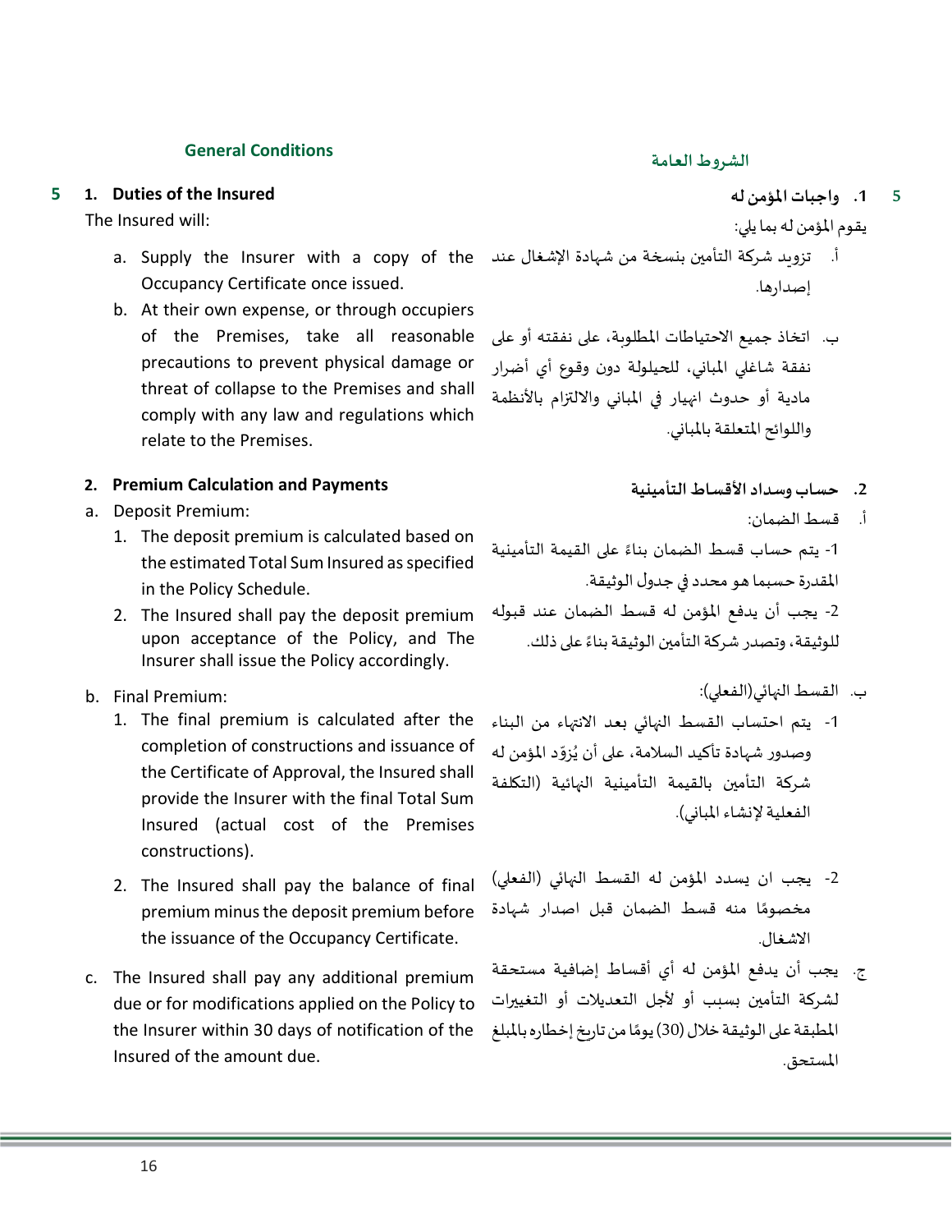## General Conditions

**5 1. Duties of the Insured**

The Insured will:

a. Supply the Insurer with a copy of the Occupancy Certificate once issued.

b. At their own expense, or through occupiers of the Premises, take all reasonable precautions to prevent physical damage or threat of collapse to the Premises and shall comply with any law and regulations which relate to the Premises.

**2. Premium Calculation and Payments**

a. Deposit Premium:

1. The deposit premium is calculated based on the estimated Total Sum Insured as specified in the Policy Schedule.
2. The Insured shall pay the deposit premium upon acceptance of the Policy, and The Insurer shall issue the Policy accordingly.

b. Final Premium:

1. The final premium is calculated after the completion of constructions and issuance of the Certificate of Approval, the Insured shall provide the Insurer with the final Total Sum Insured (actual cost of the Premises constructions).
2. The Insured shall pay the balance of final premium minus the deposit premium before the issuance of the Occupancy Certificate.

c. The Insured shall pay any additional premium due or for modifications applied on the Policy to the Insurer within 30 days of notification of the Insured of the amount due.

## الشروط العامة

**5 1. واجبات المؤمن له**

يقوم المؤمن له بما يلي:

أ. تزويد شركة التأمين بنسخة من شهادة الإشغال عند إصدارها.

ب. اتخاذ جميع الاحتياطات المطلوبة، على نفقته أو على نفقة شاغلي المباني، للحيلولة دون وقوع أي أضرار مادية أو حدوث انهيار في المباني والالتزام بالأنظمة واللوائح المتعلقة بالمباني.

**2. حساب وسداد الأقساط التأمينية**

أ. قسط الضمان:

1- يتم حساب قسط الضمان بناءً على القيمة التأمينية المقدرة حسبما هو محدد في جدول الوثيقة.

2- يجب أن يدفع المؤمن له قسط الضمان عند قبوله للوثيقة، وتصدر شركة التأمين الوثيقة بناءً على ذلك.

ب. القسط النهائي(الفعلي):

1- يتم احتساب القسط النهائي بعد الانتهاء من البناء وصدور شهادة تأكيد السلامة، على أن يُزوّد المؤمن له شركة التأمين بالقيمة التأمينية النهائية (التكلفة الفعلية لإنشاء المباني).

2- يجب ان يسدد المؤمن له القسط النهائي (الفعلي) مخصومًا منه قسط الضمان قبل اصدار شهادة الاشغال.

ج. يجب أن يدفع المؤمن له أي أقساط إضافية مستحقة لشركة التأمين بسبب أو لأجل التعديلات أو التغييرات المطبقة على الوثيقة خلال (30) يومًا من تاريخ إخطاره بالمبلغ المستحق.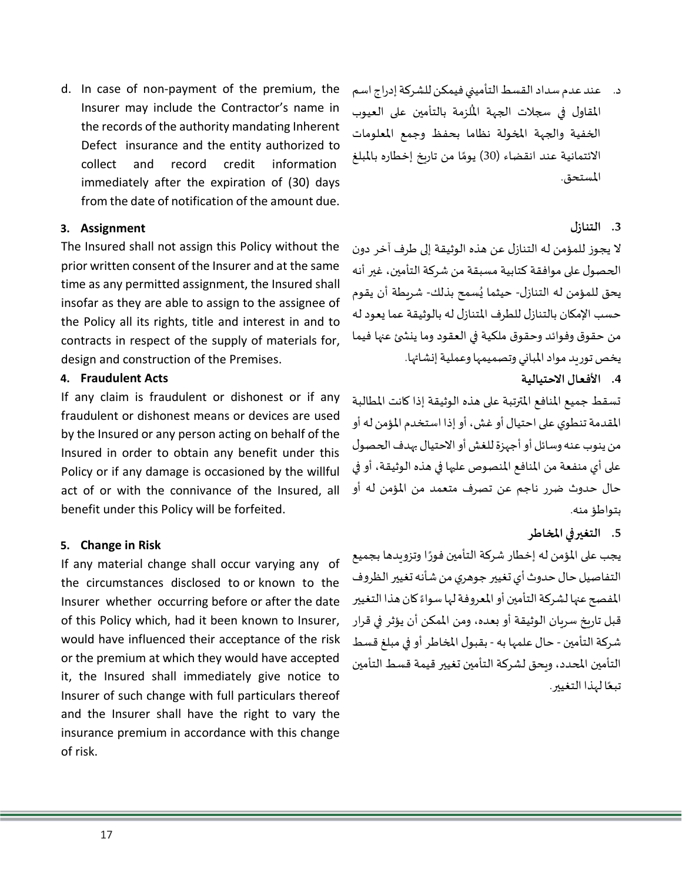d. In case of non-payment of the premium, the Insurer may include the Contractor's name in the records of the authority mandating Inherent Defect insurance and the entity authorized to collect and record credit information immediately after the expiration of (30) days from the date of notification of the amount due.

د. عند عدم سداد القسط التأميني فيمكن للشركة إدراج اسم المقاول في سجلات الجهة المُلزمة بالتأمين على العيوب الخفية والجهة المخولة نظاما بحفظ وجمع المعلومات الائتمانية عند انقضاء (30) يومًا من تاريخ إخطاره بالمبلغ المستحق.

### 3. Assignment

The Insured shall not assign this Policy without the prior written consent of the Insurer and at the same time as any permitted assignment, the Insured shall insofar as they are able to assign to the assignee of the Policy all its rights, title and interest in and to contracts in respect of the supply of materials for, design and construction of the Premises.

### 3. التنازل

لا يجوز للمؤمن له التنازل عن هذه الوثيقة إلى طرف آخر دون الحصول على موافقة كتابية مسبقة من شركة التأمين، غير أنه يحق للمؤمن له التنازل- حيثما يُسمح بذلك- شريطة أن يقوم حسب الإمكان بالتنازل للطرف المتنازل له بالوثيقة عما يعود له من حقوق وفوائد وحقوق ملكية في العقود وما ينشئ عنها فيما يخص توريد مواد المباني وتصميمها وعملية إنشائها.

### 4. Fraudulent Acts

If any claim is fraudulent or dishonest or if any fraudulent or dishonest means or devices are used by the Insured or any person acting on behalf of the Insured in order to obtain any benefit under this Policy or if any damage is occasioned by the willful act of or with the connivance of the Insured, all benefit under this Policy will be forfeited.

### 4. الأفعال الاحتيالية

تسقط جميع المنافع المترتبة على هذه الوثيقة إذا كانت المطالبة المقدمة تنطوي على احتيال أو غش، أو إذا استخدم المؤمن له أو من ينوب عنه وسائل أو أجهزة للغش أو الاحتيال بهدف الحصول على أي منفعة من المنافع المنصوص عليها في هذه الوثيقة، أو في حال حدوث ضرر ناجم عن تصرف متعمد من المؤمن له أو بتواطؤ منه.

### 5. Change in Risk

If any material change shall occur varying any of the circumstances disclosed to or known to the Insurer whether occurring before or after the date of this Policy which, had it been known to Insurer, would have influenced their acceptance of the risk or the premium at which they would have accepted it, the Insured shall immediately give notice to Insurer of such change with full particulars thereof and the Insurer shall have the right to vary the insurance premium in accordance with this change of risk.

### 5. التغير في المخاطر

يجب على المؤمن له إخطار شركة التأمين فورًا وتزويدها بجميع التفاصيل حال حدوث أي تغيير جوهري من شأنه تغيير الظروف المفصح عنها لشركة التأمين أو المعروفة لها سواءً كان هذا التغيير قبل تاريخ سريان الوثيقة أو بعده، ومن الممكن أن يؤثر في قرار شركة التأمين - حال علمها به - بقبول المخاطر أو في مبلغ قسط التأمين المحدد، ويحق لشركة التأمين تغيير قيمة قسط التأمين تبعًا لهذا التغيير.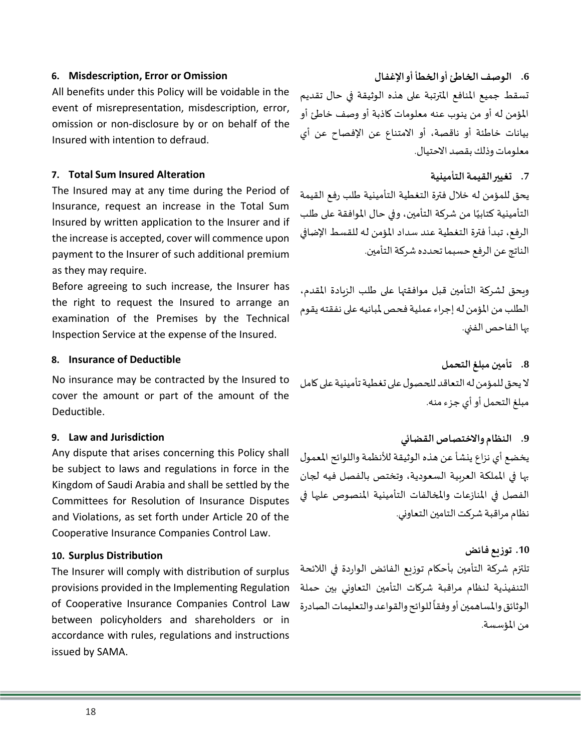### 6. Misdescription, Error or Omission

All benefits under this Policy will be voidable in the event of misrepresentation, misdescription, error, omission or non-disclosure by or on behalf of the Insured with intention to defraud.

### 6. الوصف الخاطئ أو الخطأ أو الإغفال

تسقط جميع المنافع المترتبة على هذه الوثيقة في حال تقديم المؤمن له أو من ينوب عنه معلومات كاذبة أو وصف خاطئ أو بيانات خاطئة أو ناقصة، أو الامتناع عن الإفصاح عن أي معلومات وذلك بقصد الاحتيال.

### 7. Total Sum Insured Alteration

The Insured may at any time during the Period of Insurance, request an increase in the Total Sum Insured by written application to the Insurer and if the increase is accepted, cover will commence upon payment to the Insurer of such additional premium as they may require.

Before agreeing to such increase, the Insurer has the right to request the Insured to arrange an examination of the Premises by the Technical Inspection Service at the expense of the Insured.

### 7. تغيير القيمة التأمينية

يحق للمؤمن له خلال فترة التغطية التأمينية طلب رفع القيمة التأمينية كتابيًا من شركة التأمين، وفي حال الموافقة على طلب الرفع، تبدأ فترة التغطية عند سداد المؤمن له للقسط الإضافي الناتج عن الرفع حسبما تحدده شركة التأمين.

ويحق لشركة التأمين قبل موافقتها على طلب الزيادة المقدم، الطلب من المؤمن له إجراء عملية فحص لمبانيه على نفقته يقوم بها الفاحص الفني.

### 8. Insurance of Deductible

No insurance may be contracted by the Insured to cover the amount or part of the amount of the Deductible.

### 8. تأمين مبلغ التحمل

لا يحق للمؤمن له التعاقد للحصول على تغطية تأمينية على كامل مبلغ التحمل أو أي جزء منه.

### 9. Law and Jurisdiction

Any dispute that arises concerning this Policy shall be subject to laws and regulations in force in the Kingdom of Saudi Arabia and shall be settled by the Committees for Resolution of Insurance Disputes and Violations, as set forth under Article 20 of the Cooperative Insurance Companies Control Law.

### 9. النظام والاختصاص القضائي

يخضع أي نزاع ينشأ عن هذه الوثيقة للأنظمة واللوائح المعمول بها في المملكة العربية السعودية، وتختص بالفصل فيه لجان الفصل في المنازعات والمخالفات التأمينية المنصوص عليها في نظام مراقبة شركت التامين التعاوني.

### 10. Surplus Distribution

The Insurer will comply with distribution of surplus provisions provided in the Implementing Regulation of Cooperative Insurance Companies Control Law between policyholders and shareholders or in accordance with rules, regulations and instructions issued by SAMA.

### 10. توزيع فائض

تلتزم شركة التأمين بأحكام توزيع الفائض الواردة في اللائحة التنفيذية لنظام مراقبة شركات التأمين التعاوني بين حملة الوثائق والمساهمين أو وفقاً للوائح والقواعد والتعليمات الصادرة من المؤسسة.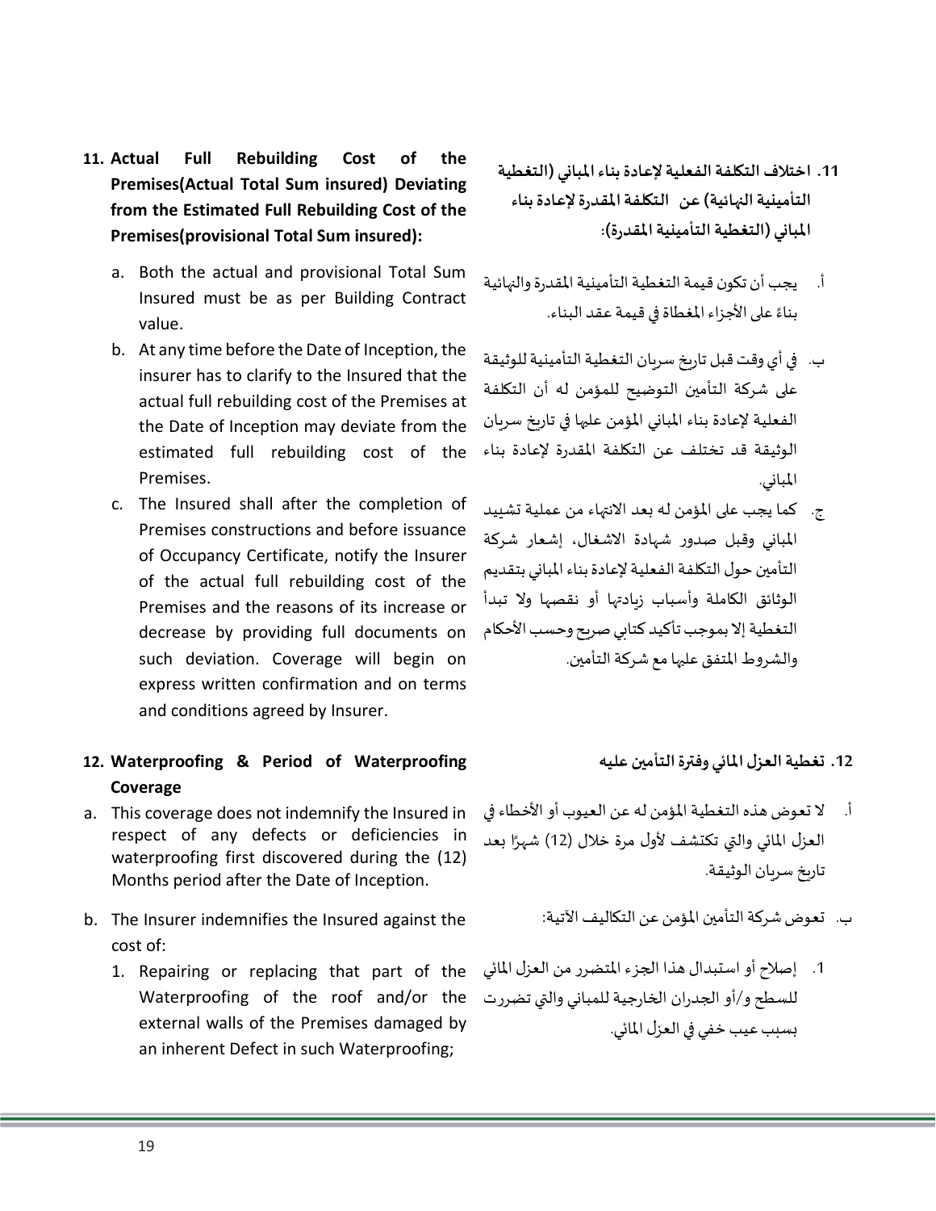**11. Actual Full Rebuilding Cost of the Premises(Actual Total Sum insured) Deviating from the Estimated Full Rebuilding Cost of the Premises(provisional Total Sum insured):**

a. Both the actual and provisional Total Sum Insured must be as per Building Contract value.

b. At any time before the Date of Inception, the insurer has to clarify to the Insured that the actual full rebuilding cost of the Premises at the Date of Inception may deviate from the estimated full rebuilding cost of the Premises.

c. The Insured shall after the completion of Premises constructions and before issuance of Occupancy Certificate, notify the Insurer of the actual full rebuilding cost of the Premises and the reasons of its increase or decrease by providing full documents on such deviation. Coverage will begin on express written confirmation and on terms and conditions agreed by Insurer.

**11. اختلاف التكلفة الفعلية لإعادة بناء المباني (التغطية التأمينية النهائية) عن التكلفة المقدرة لإعادة بناء المباني (التغطية التأمينية المقدرة):**

أ. يجب أن تكون قيمة التغطية التأمينية المقدرة والنهائية بناءً على الأجزاء المغطاة في قيمة عقد البناء.

ب. في أي وقت قبل تاريخ سريان التغطية التأمينية للوثيقة على شركة التأمين التوضيح للمؤمن له أن التكلفة الفعلية لإعادة بناء المباني المؤمن عليها في تاريخ سريان الوثيقة قد تختلف عن التكلفة المقدرة لإعادة بناء المباني.

ج. كما يجب على المؤمن له بعد الانتهاء من عملية تشييد المباني وقبل صدور شهادة الاشغال، إشعار شركة التأمين حول التكلفة الفعلية لإعادة بناء المباني بتقديم الوثائق الكاملة وأسباب زيادتها أو نقصها ولا تبدأ التغطية إلا بموجب تأكيد كتابي صريح وحسب الأحكام والشروط المتفق عليها مع شركة التأمين.

**12. Waterproofing & Period of Waterproofing Coverage**

a. This coverage does not indemnify the Insured in respect of any defects or deficiencies in waterproofing first discovered during the (12) Months period after the Date of Inception.

b. The Insurer indemnifies the Insured against the cost of:

1. Repairing or replacing that part of the Waterproofing of the roof and/or the external walls of the Premises damaged by an inherent Defect in such Waterproofing;

**12. تغطية العزل المائي وفترة التأمين عليه**

أ. لا تعوض هذه التغطية المؤمن له عن العيوب أو الأخطاء في العزل المائي والتي تكتشف لأول مرة خلال (12) شهرًا بعد تاريخ سريان الوثيقة.

ب. تعوض شركة التأمين المؤمن عن التكاليف الآتية:

1. إصلاح أو استبدال هذا الجزء المتضرر من العزل المائي للسطح و/أو الجدران الخارجية للمباني والتي تضررت بسبب عيب خفي في العزل المائي.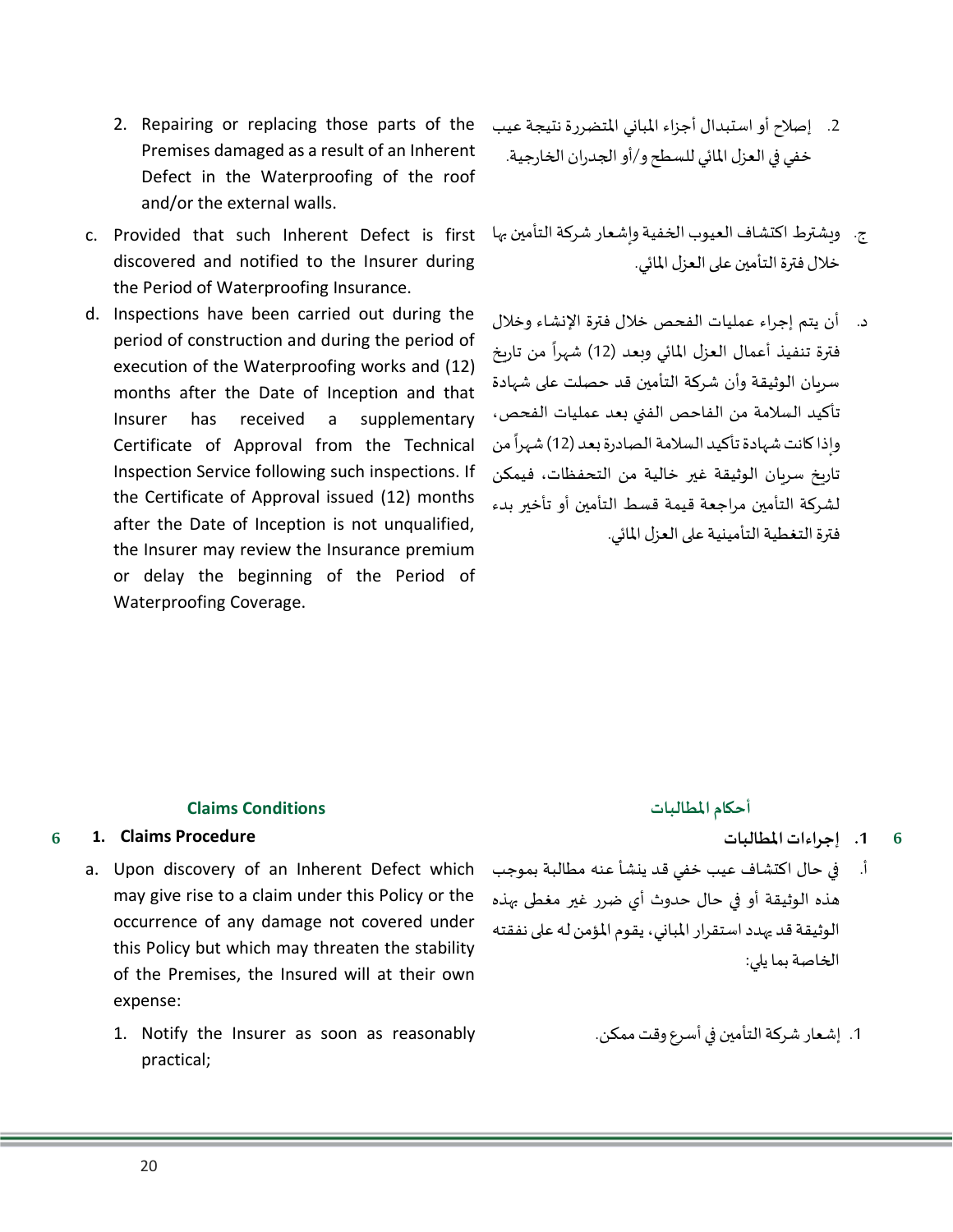2. Repairing or replacing those parts of the Premises damaged as a result of an Inherent Defect in the Waterproofing of the roof and/or the external walls.

c. Provided that such Inherent Defect is first discovered and notified to the Insurer during the Period of Waterproofing Insurance.

d. Inspections have been carried out during the period of construction and during the period of execution of the Waterproofing works and (12) months after the Date of Inception and that Insurer has received a supplementary Certificate of Approval from the Technical Inspection Service following such inspections. If the Certificate of Approval issued (12) months after the Date of Inception is not unqualified, the Insurer may review the Insurance premium or delay the beginning of the Period of Waterproofing Coverage.

2. إصلاح أو استبدال أجزاء المباني المتضررة نتيجة عيب خفي في العزل المائي للسطح و/أو الجدران الخارجية.

ج. ويشترط اكتشاف العيوب الخفية وإشعار شركة التأمين بها خلال فترة التأمين على العزل المائي.

د. أن يتم إجراء عمليات الفحص خلال فترة الإنشاء وخلال فترة تنفيذ أعمال العزل المائي وبعد (12) شهراً من تاريخ سريان الوثيقة وأن شركة التأمين قد حصلت على شهادة تأكيد السلامة من الفاحص الفني بعد عمليات الفحص، وإذا كانت شهادة تأكيد السلامة الصادرة بعد (12) شهراً من تاريخ سريان الوثيقة غير خالية من التحفظات، فيمكن لشركة التأمين مراجعة قيمة قسط التأمين أو تأخير بدء فترة التغطية التأمينية على العزل المائي.

## Claims Conditions

## أحكام المطالبات

### 6 1. Claims Procedure

a. Upon discovery of an Inherent Defect which may give rise to a claim under this Policy or the occurrence of any damage not covered under this Policy but which may threaten the stability of the Premises, the Insured will at their own expense:

1. Notify the Insurer as soon as reasonably practical;

### 6 1. إجراءات المطالبات

أ. في حال اكتشاف عيب خفي قد ينشأ عنه مطالبة بموجب هذه الوثيقة أو في حال حدوث أي ضرر غير مغطى بهذه الوثيقة قد يهدد استقرار المباني، يقوم المؤمن له على نفقته الخاصة بما يلي:

1. إشعار شركة التأمين في أسرع وقت ممكن.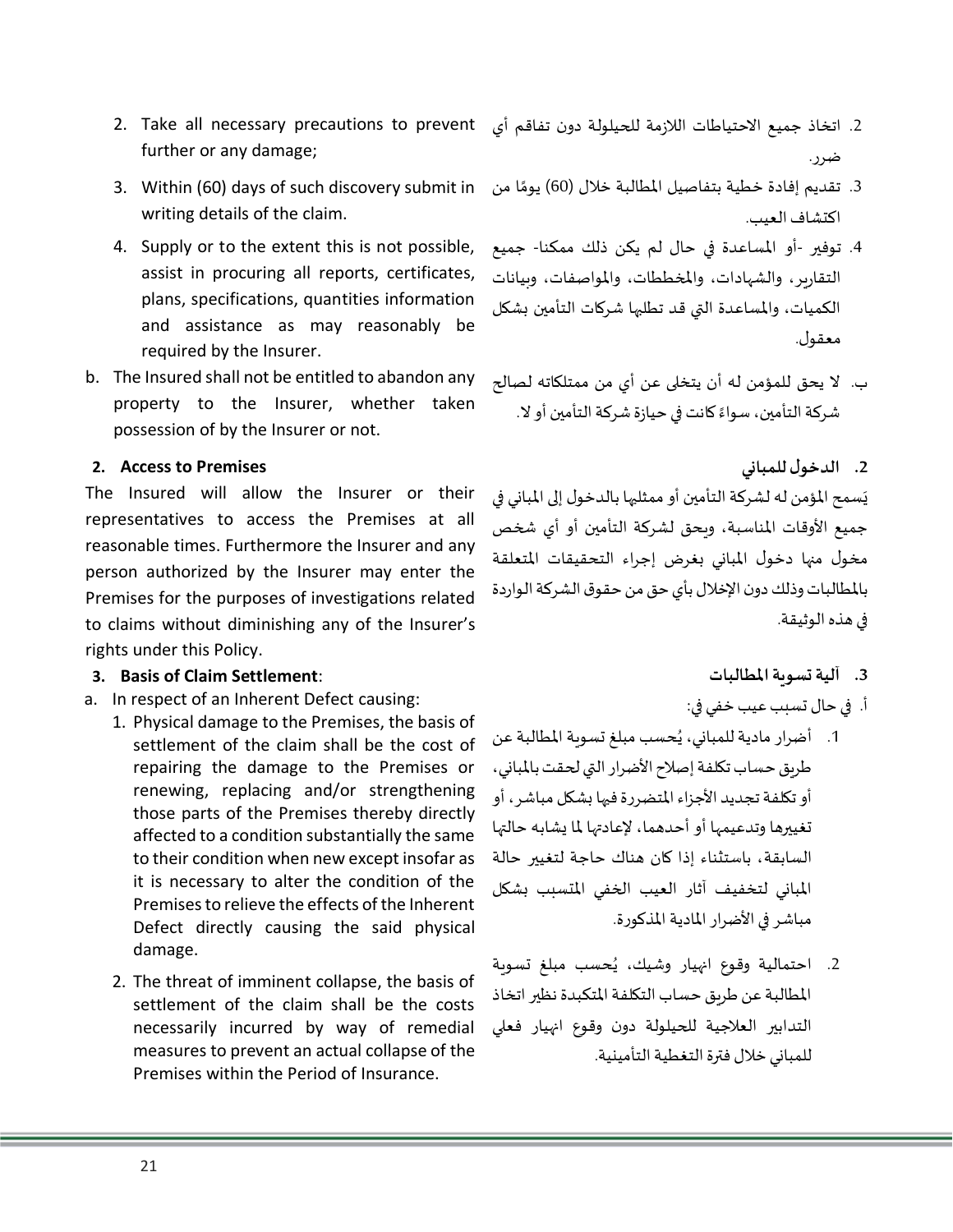2. Take all necessary precautions to prevent further or any damage;
3. Within (60) days of such discovery submit in writing details of the claim.
4. Supply or to the extent this is not possible, assist in procuring all reports, certificates, plans, specifications, quantities information and assistance as may reasonably be required by the Insurer.

b. The Insured shall not be entitled to abandon any property to the Insurer, whether taken possession of by the Insurer or not.

**2. Access to Premises**

The Insured will allow the Insurer or their representatives to access the Premises at all reasonable times. Furthermore the Insurer and any person authorized by the Insurer may enter the Premises for the purposes of investigations related to claims without diminishing any of the Insurer's rights under this Policy.

**3. Basis of Claim Settlement**:

a. In respect of an Inherent Defect causing:
   1. Physical damage to the Premises, the basis of settlement of the claim shall be the cost of repairing the damage to the Premises or renewing, replacing and/or strengthening those parts of the Premises thereby directly affected to a condition substantially the same to their condition when new except insofar as it is necessary to alter the condition of the Premises to relieve the effects of the Inherent Defect directly causing the said physical damage.
   2. The threat of imminent collapse, the basis of settlement of the claim shall be the costs necessarily incurred by way of remedial measures to prevent an actual collapse of the Premises within the Period of Insurance.

2. اتخاذ جميع الاحتياطات اللازمة للحيلولة دون تفاقم أي ضرر.
3. تقديم إفادة خطية بتفاصيل المطالبة خلال (60) يومًا من اكتشاف العيب.
4. توفير -أو المساعدة في حال لم يكن ذلك ممكنا- جميع التقارير، والشهادات، والمخططات، والمواصفات، وبيانات الكميات، والمساعدة التي قد تطلبها شركات التأمين بشكل معقول.

ب. لا يحق للمؤمن له أن يتخلى عن أي من ممتلكاته لصالح شركة التأمين، سواءً كانت في حيازة شركة التأمين أو لا.

**2. الدخول للمباني**

يَسمح المؤمن له لشركة التأمين أو ممثلها بالدخول إلى المباني في جميع الأوقات المناسبة، ويحق لشركة التأمين أو أي شخص مخول منها دخول المباني بغرض إجراء التحقيقات المتعلقة بالمطالبات وذلك دون الإخلال بأي حق من حقوق الشركة الواردة في هذه الوثيقة.

**3. آلية تسوية المطالبات**

أ. في حال تسبب عيب خفي في:
   1. أضرار مادية للمباني، يُحسب مبلغ تسوية المطالبة عن طريق حساب تكلفة إصلاح الأضرار التي لحقت بالمباني، أو تكلفة تجديد الأجزاء المتضررة فيها بشكل مباشر، أو تغييرها وتدعيمها أو أحدهما، لإعادتها لما يشابه حالتها السابقة، باستثناء إذا كان هناك حاجة لتغيير حالة المباني لتخفيف آثار العيب الخفي المتسبب بشكل مباشر في الأضرار المادية المذكورة.
   2. احتمالية وقوع انهيار وشيك، يُحسب مبلغ تسوية المطالبة عن طريق حساب التكلفة المتكبدة نظير اتخاذ التدابير العلاجية للحيلولة دون وقوع انهيار فعلي للمباني خلال فترة التغطية التأمينية.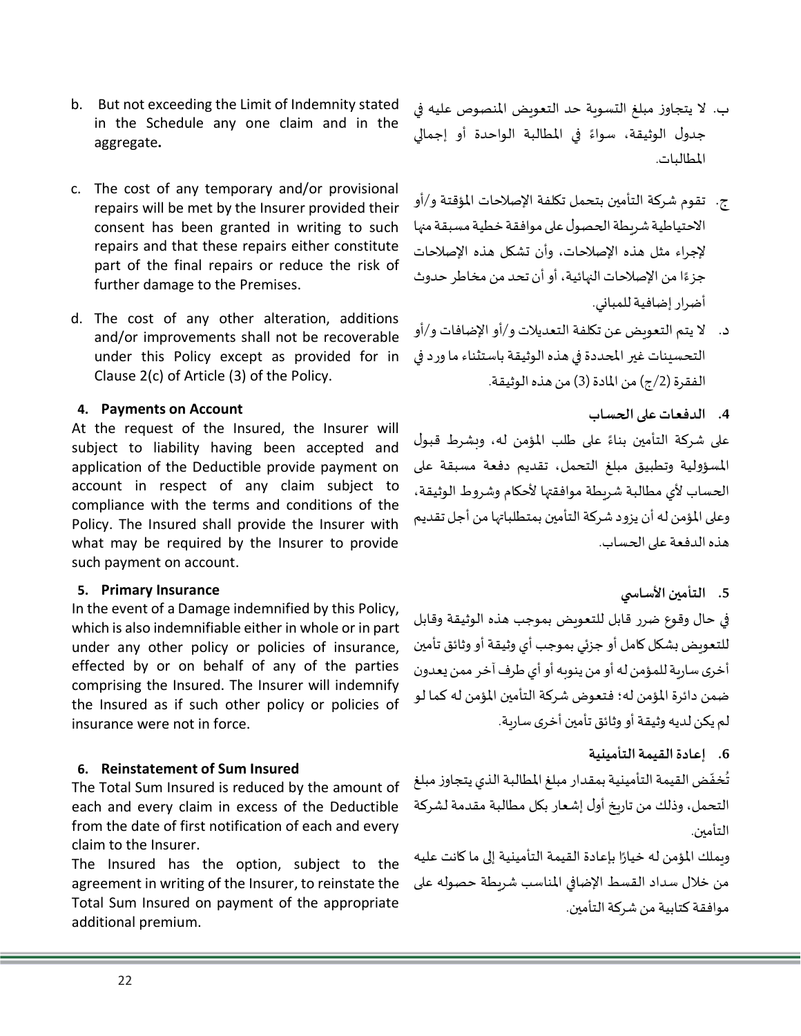b. But not exceeding the Limit of Indemnity stated in the Schedule any one claim and in the aggregate**.**

c. The cost of any temporary and/or provisional repairs will be met by the Insurer provided their consent has been granted in writing to such repairs and that these repairs either constitute part of the final repairs or reduce the risk of further damage to the Premises.

d. The cost of any other alteration, additions and/or improvements shall not be recoverable under this Policy except as provided for in Clause 2(c) of Article (3) of the Policy.

**4. Payments on Account**

At the request of the Insured, the Insurer will subject to liability having been accepted and application of the Deductible provide payment on account in respect of any claim subject to compliance with the terms and conditions of the Policy. The Insured shall provide the Insurer with what may be required by the Insurer to provide such payment on account.

**5. Primary Insurance**

In the event of a Damage indemnified by this Policy, which is also indemnifiable either in whole or in part under any other policy or policies of insurance, effected by or on behalf of any of the parties comprising the Insured. The Insurer will indemnify the Insured as if such other policy or policies of insurance were not in force.

**6. Reinstatement of Sum Insured**

The Total Sum Insured is reduced by the amount of each and every claim in excess of the Deductible from the date of first notification of each and every claim to the Insurer.

The Insured has the option, subject to the agreement in writing of the Insurer, to reinstate the Total Sum Insured on payment of the appropriate additional premium.

ب. لا يتجاوز مبلغ التسوية حد التعويض المنصوص عليه في جدول الوثيقة، سواءً في المطالبة الواحدة أو إجمالي المطالبات.

ج. تقوم شركة التأمين بتحمل تكلفة الإصلاحات المؤقتة و/أو الاحتياطية شريطة الحصول على موافقة خطية مسبقة منها لإجراء مثل هذه الإصلاحات، وأن تشكل هذه الإصلاحات جزءًا من الإصلاحات النهائية، أو أن تحد من مخاطر حدوث أضرار إضافية للمباني.

د. لا يتم التعويض عن تكلفة التعديلات و/أو الإضافات و/أو التحسينات غير المحددة في هذه الوثيقة باستثناء ما ورد في الفقرة (2/ج) من المادة (3) من هذه الوثيقة.

**4. الدفعات على الحساب**

على شركة التأمين بناءً على طلب المؤمن له، وبشرط قبول المسؤولية وتطبيق مبلغ التحمل، تقديم دفعة مسبقة على الحساب لأي مطالبة شريطة موافقتها لأحكام وشروط الوثيقة، وعلى المؤمن له أن يزود شركة التأمين بمتطلباتها من أجل تقديم هذه الدفعة على الحساب.

**5. التأمين الأساسي**

في حال وقوع ضرر قابل للتعويض بموجب هذه الوثيقة وقابل للتعويض بشكل كامل أو جزئي بموجب أي وثيقة أو وثائق تأمين أخرى سارية للمؤمن له أو من ينوبه أو أي طرف آخر ممن يعدون ضمن دائرة المؤمن له؛ فتعوض شركة التأمين المؤمن له كما لو لم يكن لديه وثيقة أو وثائق تأمين أخرى سارية.

**6. إعادة القيمة التأمينية**

تُخفّض القيمة التأمينية بمقدار مبلغ المطالبة الذي يتجاوز مبلغ التحمل، وذلك من تاريخ أول إشعار بكل مطالبة مقدمة لشركة التأمين.

ويملك المؤمن له خيارًا بإعادة القيمة التأمينية إلى ما كانت عليه من خلال سداد القسط الإضافي المناسب شريطة حصوله على موافقة كتابية من شركة التأمين.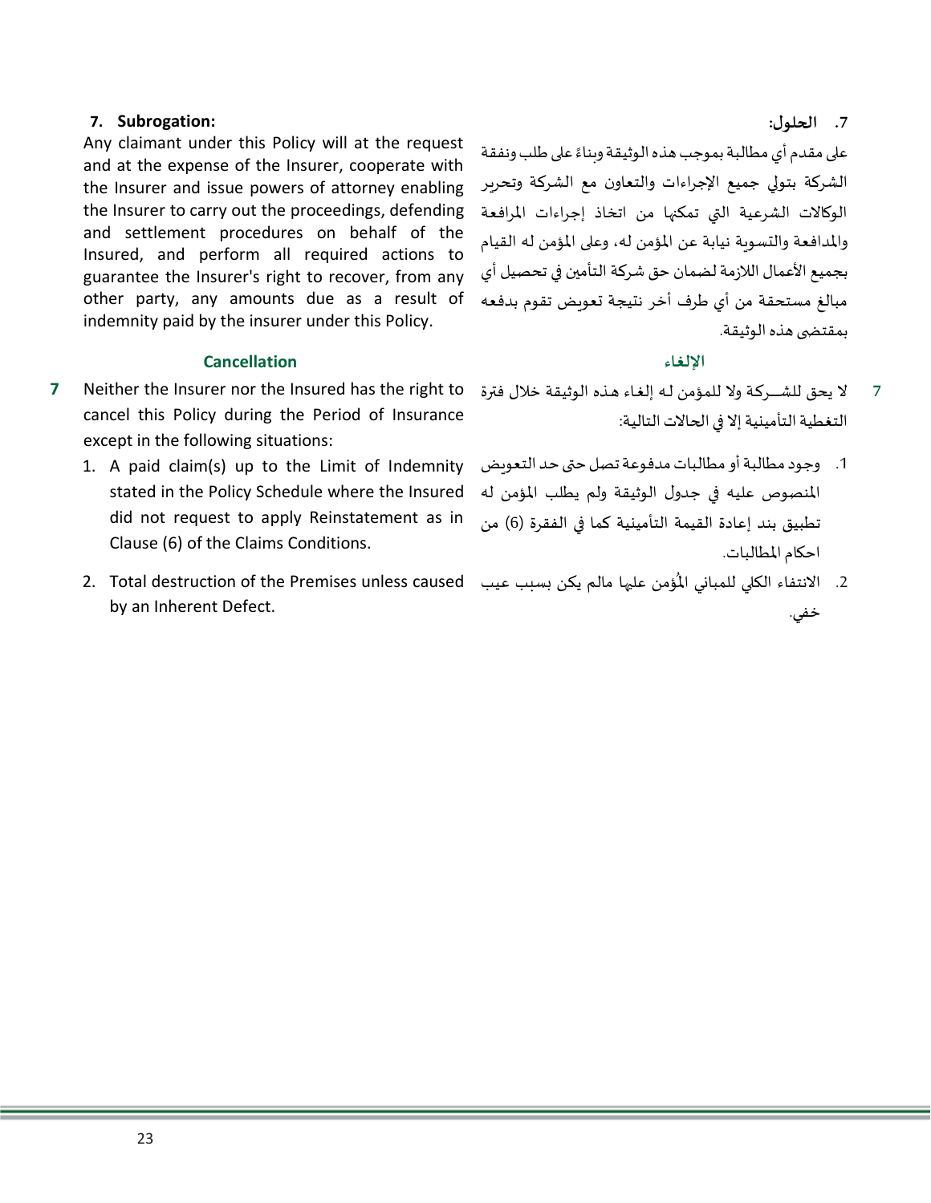**7. Subrogation:**

Any claimant under this Policy will at the request and at the expense of the Insurer, cooperate with the Insurer and issue powers of attorney enabling the Insurer to carry out the proceedings, defending and settlement procedures on behalf of the Insured, and perform all required actions to guarantee the Insurer's right to recover, from any other party, any amounts due as a result of indemnity paid by the insurer under this Policy.

**.7 الحلول:**

على مقدم أي مطالبة بموجب هذه الوثيقة وبناءً على طلب ونفقة الشركة بتولي جميع الإجراءات والتعاون مع الشركة وتحرير الوكالات الشرعية التي تمكنها من اتخاذ إجراءات المرافعة والمدافعة والتسوية نيابة عن المؤمن له، وعلى المؤمن له القيام بجميع الأعمال اللازمة لضمان حق شركة التأمين في تحصيل أي مبالغ مستحقة من أي طرف أخر نتيجة تعويض تقوم بدفعه بمقتضى هذه الوثيقة.

## Cancellation

**7** Neither the Insurer nor the Insured has the right to cancel this Policy during the Period of Insurance except in the following situations:

1. A paid claim(s) up to the Limit of Indemnity stated in the Policy Schedule where the Insured did not request to apply Reinstatement as in Clause (6) of the Claims Conditions.
2. Total destruction of the Premises unless caused by an Inherent Defect.

## الإلغاء

**7** لا يحق للشـــركة ولا للمؤمن لـه إلغاء هـذه الوثيقة خلال فترة التغطية التأمينية إلا في الحالات التالية:

1. وجود مطالبة أو مطالبات مدفوعة تصل حتى حد التعويض المنصوص عليه في جدول الوثيقة ولم يطلب المؤمن له تطبيق بند إعادة القيمة التأمينية كما في الفقرة (6) من احكام المطالبات.
2. الانتفاء الكلي للمباني المُؤمن عليها مالم يكن بسبب عيب خفي.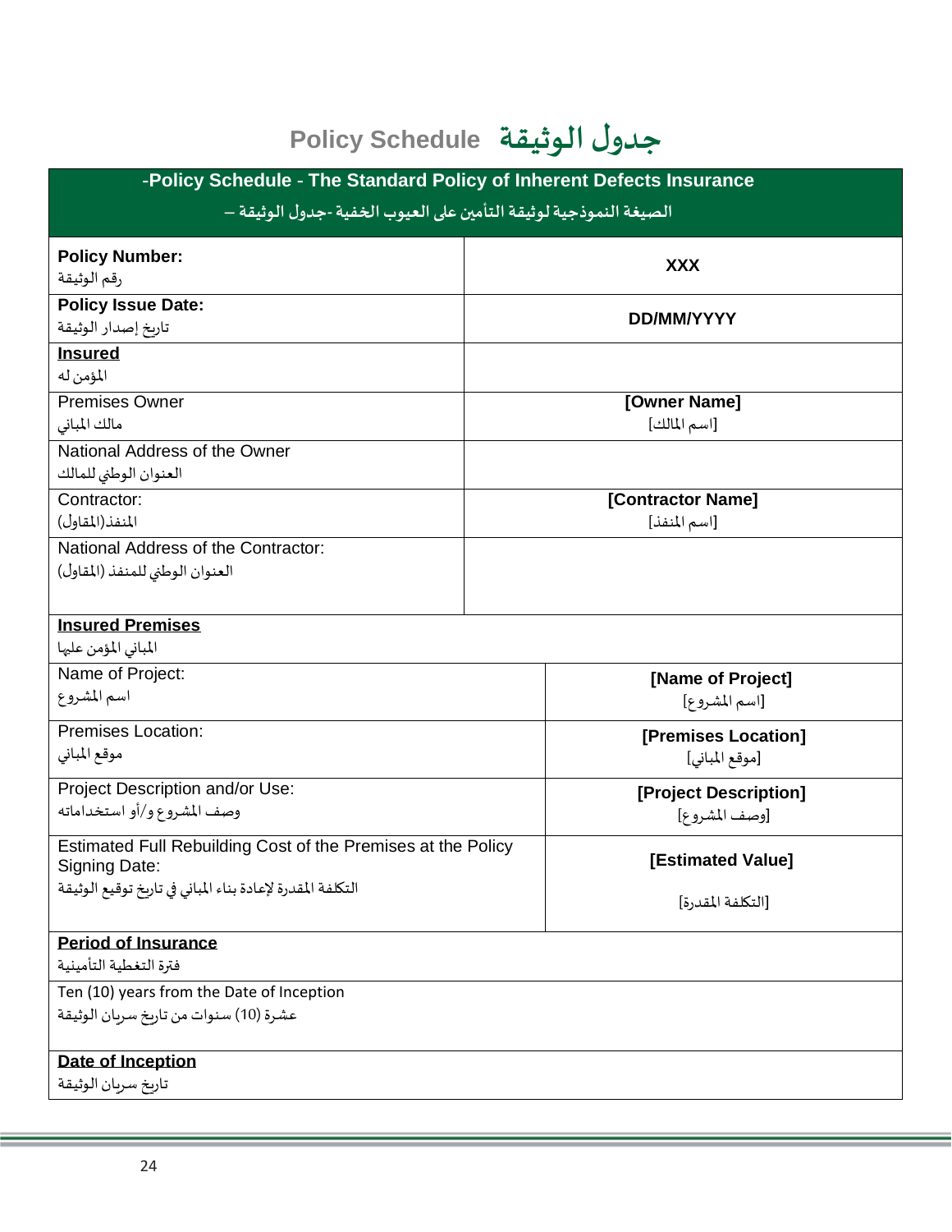# Policy Schedule جدول الوثيقة

| -Policy Schedule - The Standard Policy of Inherent Defects Insurance<br>الصيغة النموذجية لوثيقة التأمين على العيوب الخفية -جدول الوثيقة – | |
|---|---|
| **Policy Number:**<br>رقم الوثيقة | **XXX** |
| **Policy Issue Date:**<br>تاريخ إصدار الوثيقة | **DD/MM/YYYY** |
| **<u>Insured</u>**<br>المؤمن له | |
| Premises Owner<br>مالك المباني | **[Owner Name]**<br>[اسم المالك] |
| National Address of the Owner<br>العنوان الوطني للمالك | |
| Contractor:<br>المنفذ(المقاول) | **[Contractor Name]**<br>[اسم المنفذ] |
| National Address of the Contractor:<br>العنوان الوطني للمنفذ (المقاول) | |
| **<u>Insured Premises</u>**<br>المباني المؤمن عليها | |
| Name of Project:<br>اسم المشروع | **[Name of Project]**<br>[اسم المشروع] |
| Premises Location:<br>موقع المباني | **[Premises Location]**<br>[موقع المباني] |
| Project Description and/or Use:<br>وصف المشروع و/أو استخداماته | **[Project Description]**<br>[وصف المشروع] |
| Estimated Full Rebuilding Cost of the Premises at the Policy Signing Date:<br>التكلفة المقدرة لإعادة بناء المباني في تاريخ توقيع الوثيقة | **[Estimated Value]**<br>[التكلفة المقدرة] |
| **<u>Period of Insurance</u>**<br>فترة التغطية التأمينية | |
| Ten (10) years from the Date of Inception<br>عشرة (10) سنوات من تاريخ سريان الوثيقة | |
| **<u>Date of Inception</u>**<br>تاريخ سريان الوثيقة | |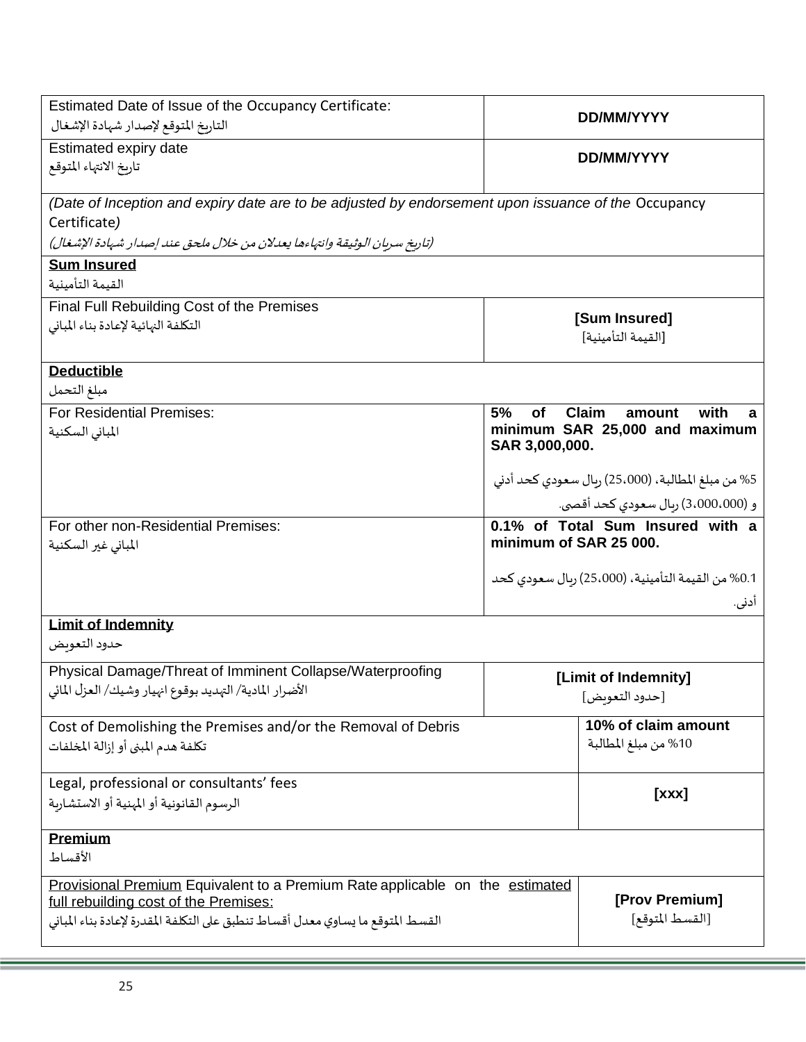| | |
|---|---|
| Estimated Date of Issue of the Occupancy Certificate:<br>التاريخ المتوقع لإصدار شهادة الإشغال | **DD/MM/YYYY** |
| Estimated expiry date<br>تاريخ الانتهاء المتوقع | **DD/MM/YYYY** |
| *(Date of Inception and expiry date are to be adjusted by endorsement upon issuance of the* Occupancy Certificate*)*<br>*(تاريخ سريان الوثيقة وانتهاءها يعدلان من خلال ملحق عند إصدار شهادة الإشغال)* | |
| **Sum Insured**<br>القيمة التأمينية | |
| Final Full Rebuilding Cost of the Premises<br>التكلفة النهائية لإعادة بناء المباني | **[Sum Insured]**<br>[القيمة التأمينية] |
| **Deductible**<br>مبلغ التحمل | |
| For Residential Premises:<br>المباني السكنية | **5% of Claim amount with a minimum SAR 25,000 and maximum SAR 3,000,000.**<br>5% من مبلغ المطالبة، (25،000) ريال سعودي كحد أدني و (3،000،000) ريال سعودي كحد أقصى. |
| For other non-Residential Premises:<br>المباني غير السكنية | **0.1% of Total Sum Insured with a minimum of SAR 25 000.**<br>0.1% من القيمة التأمينية، (25،000) ريال سعودي كحد أدنى. |
| **Limit of Indemnity**<br>حدود التعويض | |
| Physical Damage/Threat of Imminent Collapse/Waterproofing<br>الأضرار المادية/ التهديد بوقوع انهيار وشيك/ العزل المائي | **[Limit of Indemnity]**<br>[حدود التعويض] |
| Cost of Demolishing the Premises and/or the Removal of Debris<br>تكلفة هدم المبنى أو إزالة المخلفات | **10% of claim amount**<br>10% من مبلغ المطالبة |
| Legal, professional or consultants' fees<br>الرسوم القانونية أو المهنية أو الاستشارية | **[xxx]** |
| **Premium**<br>الأقساط | |
| Provisional Premium Equivalent to a Premium Rate applicable on the estimated full rebuilding cost of the Premises:<br>القسط المتوقع ما يساوي معدل أقساط تنطبق على التكلفة المقدرة لإعادة بناء المباني | **[Prov Premium]**<br>[القسط المتوقع] |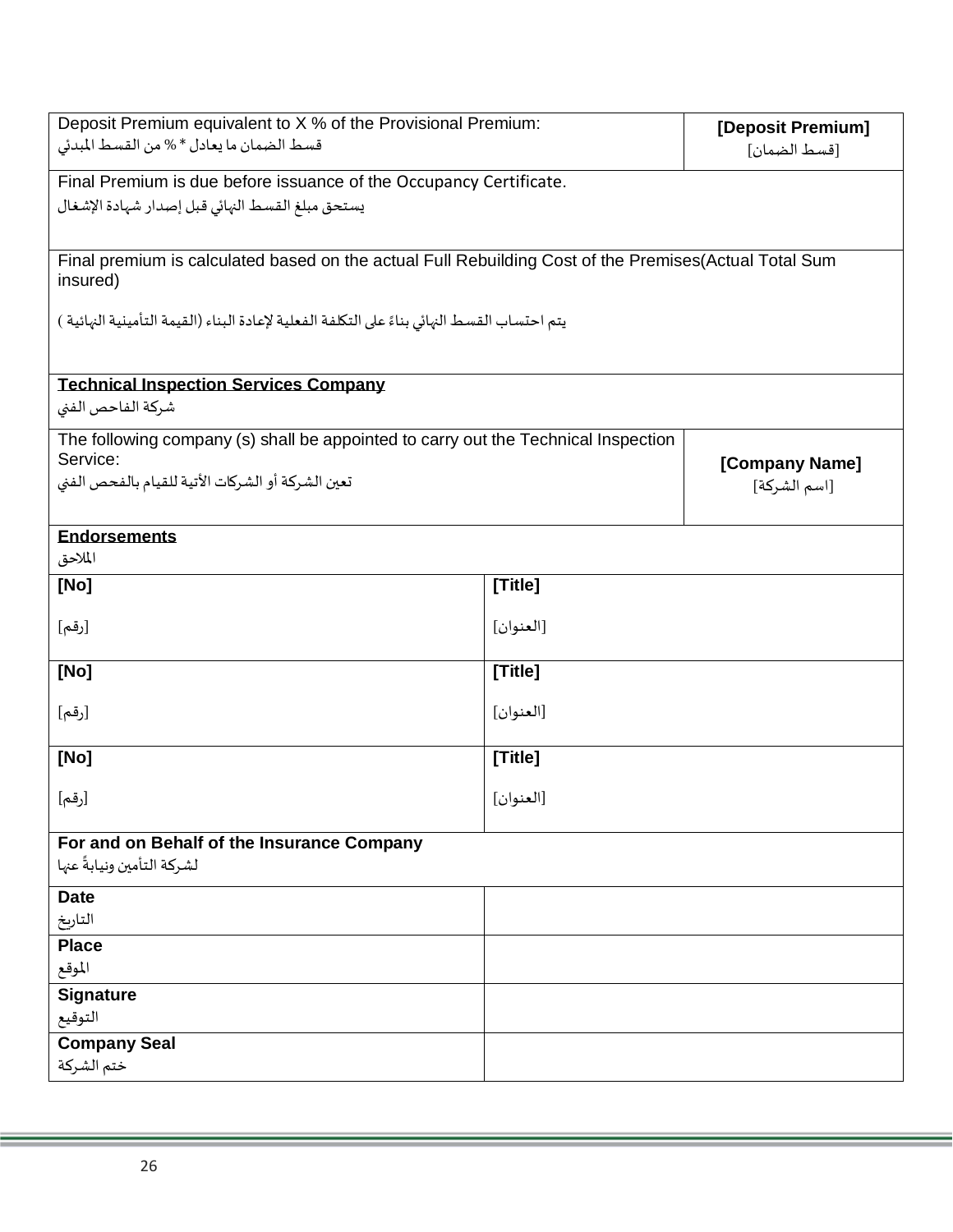| | |
|---|---|
| Deposit Premium equivalent to X % of the Provisional Premium:<br>قسط الضمان ما يعادل * % من القسط المبدئي | **[Deposit Premium]**<br>[قسط الضمان] |
| Final Premium is due before issuance of the Occupancy Certificate.<br>يستحق مبلغ القسط النهائي قبل إصدار شهادة الإشغال | |
| Final premium is calculated based on the actual Full Rebuilding Cost of the Premises(Actual Total Sum insured)<br>يتم احتساب القسط النهائي بناءً على التكلفة الفعلية لإعادة البناء (القيمة التأمينية النهائية ) | |
| **Technical Inspection Services Company**<br>شركة الفاحص الفني | |
| The following company (s) shall be appointed to carry out the Technical Inspection Service:<br>تعين الشركة أو الشركات الأتية للقيام بالفحص الفني | **[Company Name]**<br>[اسم الشركة] |

**Endorsements**

الملاحق

| | |
|---|---|
| **[No]**<br>[رقم] | **[Title]**<br>[العنوان] |
| **[No]**<br>[رقم] | **[Title]**<br>[العنوان] |
| **[No]**<br>[رقم] | **[Title]**<br>[العنوان] |

**For and on Behalf of the Insurance Company**

لشركة التأمين ونيابةً عنها

| | |
|---|---|
| **Date**<br>التاريخ | |
| **Place**<br>الموقع | |
| **Signature**<br>التوقيع | |
| **Company Seal**<br>ختم الشركة | |